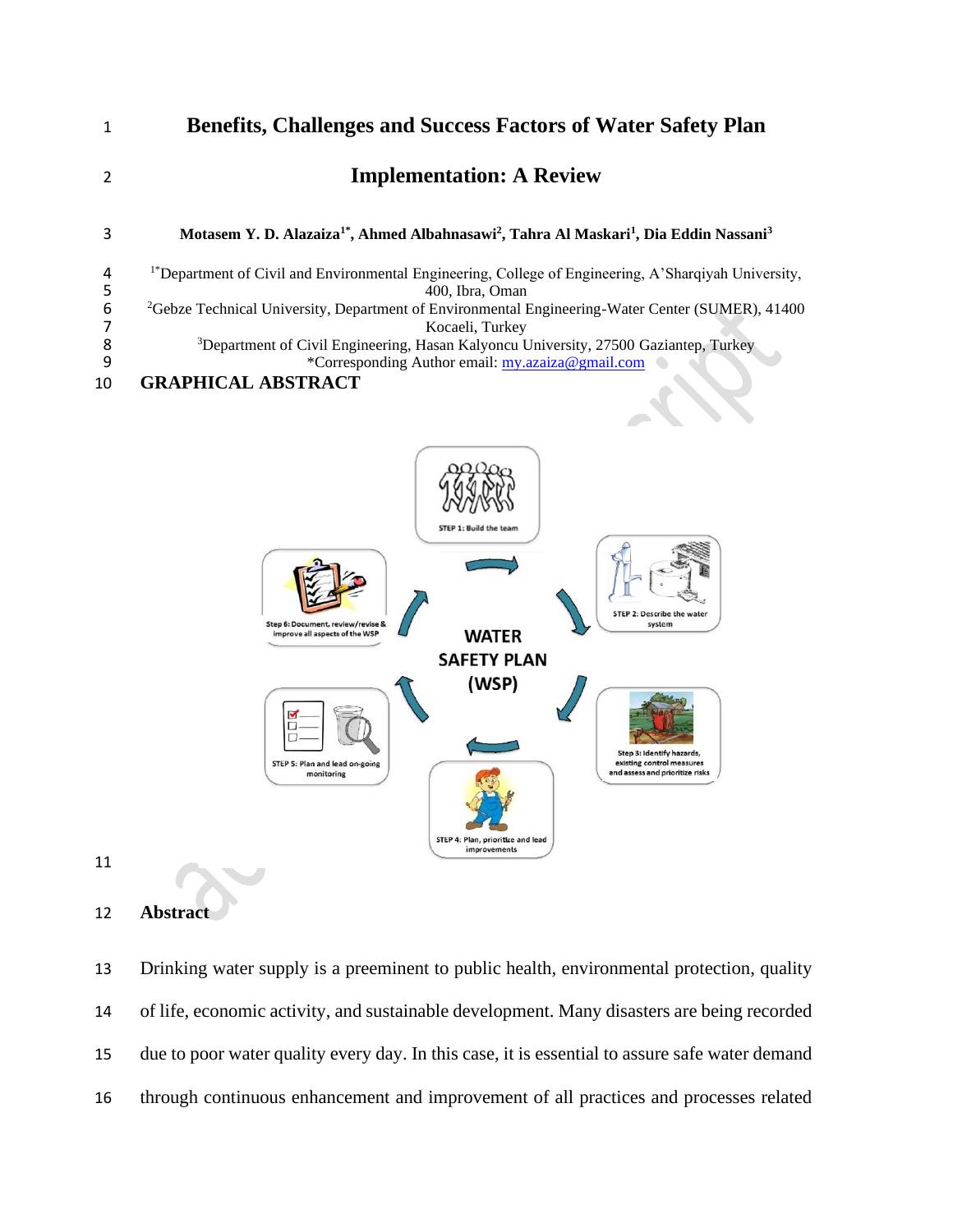// Title
# Benefits, Challenges and Success Factors of Water Safety Plan Implementation: A Review

**Motasem Y. D. Alazaiza[1*], Ahmed Albahnasawi[2], Tahra Al Maskari[1], Dia Eddin Nassani[3]**

[1*]Department of Civil and Environmental Engineering, College of Engineering, A'Sharqiyah University, 400, Ibra, Oman

[2]Gebze Technical University, Department of Environmental Engineering-Water Center (SUMER), 41400 Kocaeli, Turkey

[3]Department of Civil Engineering, Hasan Kalyoncu University, 27500 Gaziantep, Turkey

*Corresponding Author email: my.azaiza@gmail.com

## GRAPHICAL ABSTRACT

WATER SAFETY PLAN (WSP)

STEP 1: Build the team

STEP 2: Describe the water system

Step 3: Identify hazards, existing control measures and assess and prioritize risks

STEP 4: Plan, prioritize and lead improvements

STEP 5: Plan and lead on-going monitoring

Step 6: Document, review/revise & improve all aspects of the WSP

## Abstract

Drinking water supply is a preeminent to public health, environmental protection, quality of life, economic activity, and sustainable development. Many disasters are being recorded due to poor water quality every day. In this case, it is essential to assure safe water demand through continuous enhancement and improvement of all practices and processes related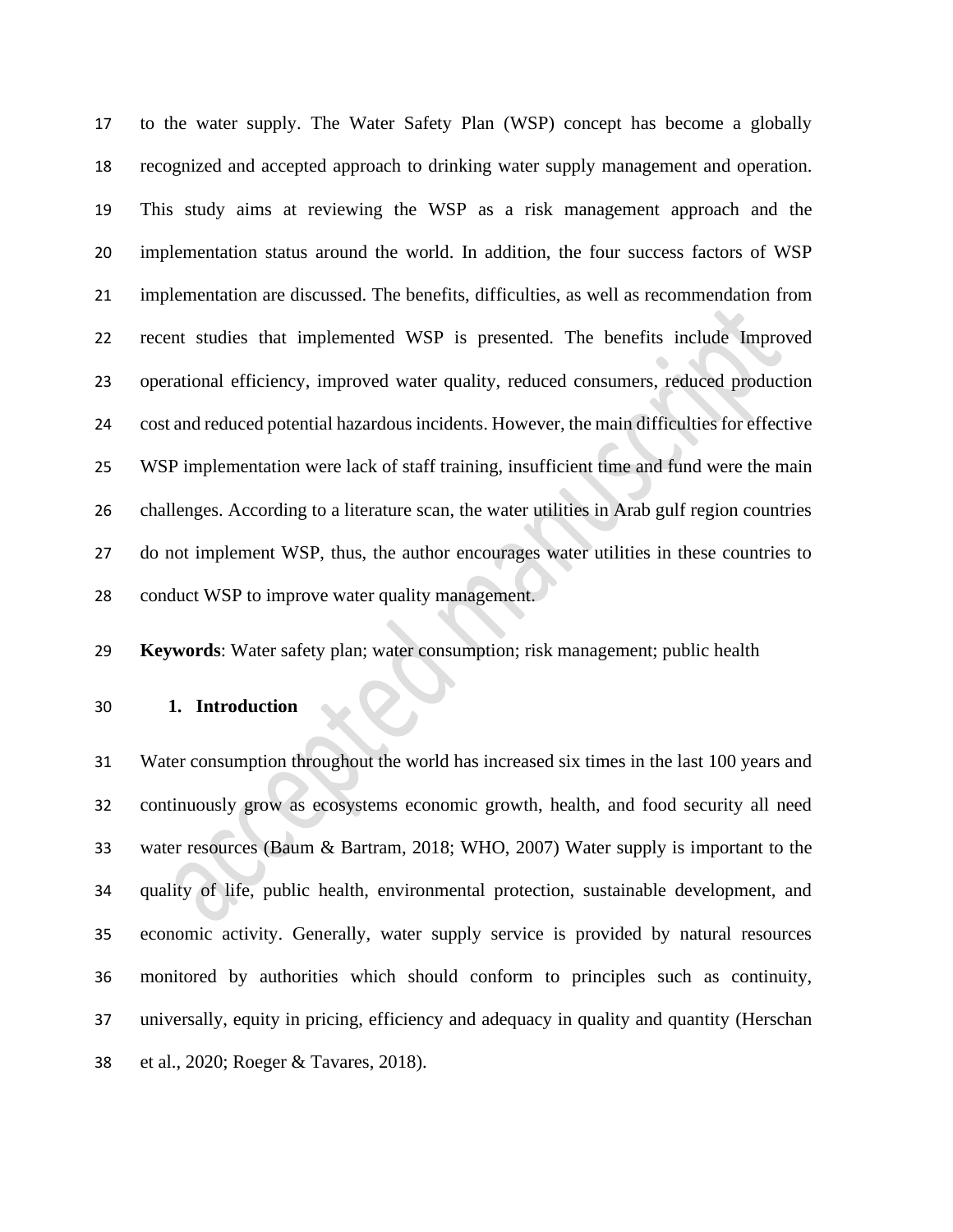to the water supply. The Water Safety Plan (WSP) concept has become a globally recognized and accepted approach to drinking water supply management and operation. This study aims at reviewing the WSP as a risk management approach and the implementation status around the world. In addition, the four success factors of WSP implementation are discussed. The benefits, difficulties, as well as recommendation from recent studies that implemented WSP is presented. The benefits include Improved operational efficiency, improved water quality, reduced consumers, reduced production cost and reduced potential hazardous incidents. However, the main difficulties for effective WSP implementation were lack of staff training, insufficient time and fund were the main challenges. According to a literature scan, the water utilities in Arab gulf region countries do not implement WSP, thus, the author encourages water utilities in these countries to conduct WSP to improve water quality management.

**Keywords**: Water safety plan; water consumption; risk management; public health

## 1. Introduction

Water consumption throughout the world has increased six times in the last 100 years and continuously grow as ecosystems economic growth, health, and food security all need water resources (Baum & Bartram, 2018; WHO, 2007) Water supply is important to the quality of life, public health, environmental protection, sustainable development, and economic activity. Generally, water supply service is provided by natural resources monitored by authorities which should conform to principles such as continuity, universally, equity in pricing, efficiency and adequacy in quality and quantity (Herschan et al., 2020; Roeger & Tavares, 2018).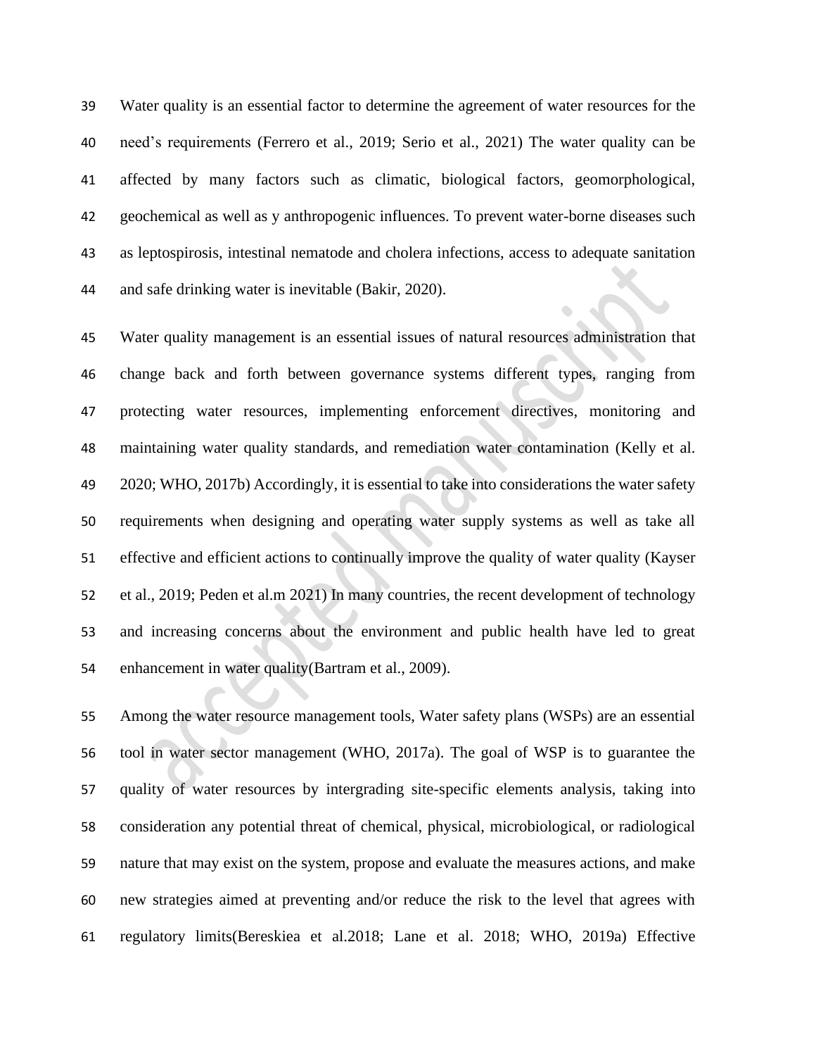Water quality is an essential factor to determine the agreement of water resources for the need's requirements (Ferrero et al., 2019; Serio et al., 2021) The water quality can be affected by many factors such as climatic, biological factors, geomorphological, geochemical as well as y anthropogenic influences. To prevent water-borne diseases such as leptospirosis, intestinal nematode and cholera infections, access to adequate sanitation and safe drinking water is inevitable (Bakir, 2020).

Water quality management is an essential issues of natural resources administration that change back and forth between governance systems different types, ranging from protecting water resources, implementing enforcement directives, monitoring and maintaining water quality standards, and remediation water contamination (Kelly et al. 2020; WHO, 2017b) Accordingly, it is essential to take into considerations the water safety requirements when designing and operating water supply systems as well as take all effective and efficient actions to continually improve the quality of water quality (Kayser et al., 2019; Peden et al.m 2021) In many countries, the recent development of technology and increasing concerns about the environment and public health have led to great enhancement in water quality(Bartram et al., 2009).

Among the water resource management tools, Water safety plans (WSPs) are an essential tool in water sector management (WHO, 2017a). The goal of WSP is to guarantee the quality of water resources by intergrading site-specific elements analysis, taking into consideration any potential threat of chemical, physical, microbiological, or radiological nature that may exist on the system, propose and evaluate the measures actions, and make new strategies aimed at preventing and/or reduce the risk to the level that agrees with regulatory limits(Bereskiea et al.2018; Lane et al. 2018; WHO, 2019a) Effective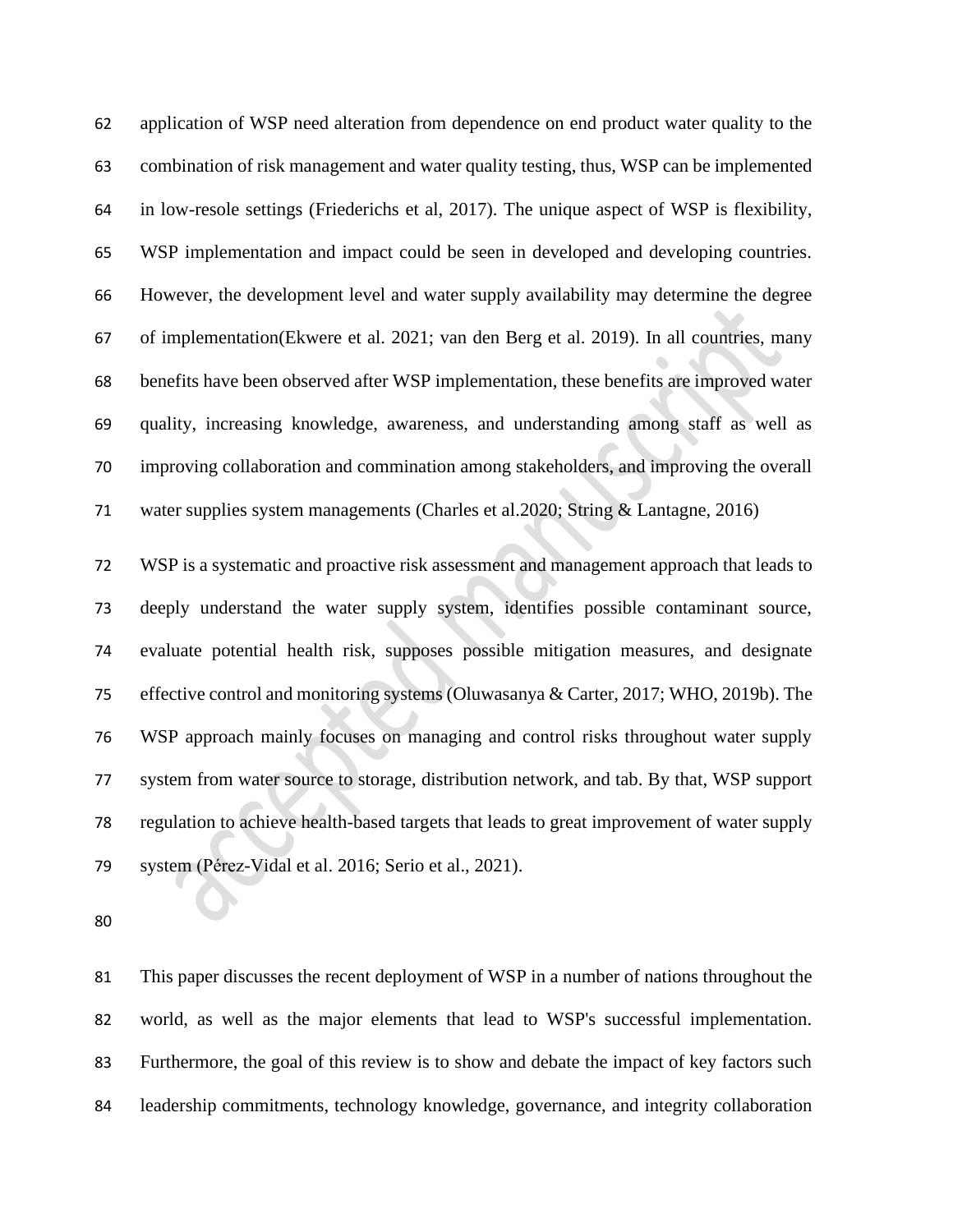application of WSP need alteration from dependence on end product water quality to the combination of risk management and water quality testing, thus, WSP can be implemented in low-resole settings (Friederichs et al, 2017). The unique aspect of WSP is flexibility, WSP implementation and impact could be seen in developed and developing countries. However, the development level and water supply availability may determine the degree of implementation(Ekwere et al. 2021; van den Berg et al. 2019). In all countries, many benefits have been observed after WSP implementation, these benefits are improved water quality, increasing knowledge, awareness, and understanding among staff as well as improving collaboration and commination among stakeholders, and improving the overall water supplies system managements (Charles et al.2020; String & Lantagne, 2016)

WSP is a systematic and proactive risk assessment and management approach that leads to deeply understand the water supply system, identifies possible contaminant source, evaluate potential health risk, supposes possible mitigation measures, and designate effective control and monitoring systems (Oluwasanya & Carter, 2017; WHO, 2019b). The WSP approach mainly focuses on managing and control risks throughout water supply system from water source to storage, distribution network, and tab. By that, WSP support regulation to achieve health-based targets that leads to great improvement of water supply system (Pérez-Vidal et al. 2016; Serio et al., 2021).

This paper discusses the recent deployment of WSP in a number of nations throughout the world, as well as the major elements that lead to WSP's successful implementation. Furthermore, the goal of this review is to show and debate the impact of key factors such leadership commitments, technology knowledge, governance, and integrity collaboration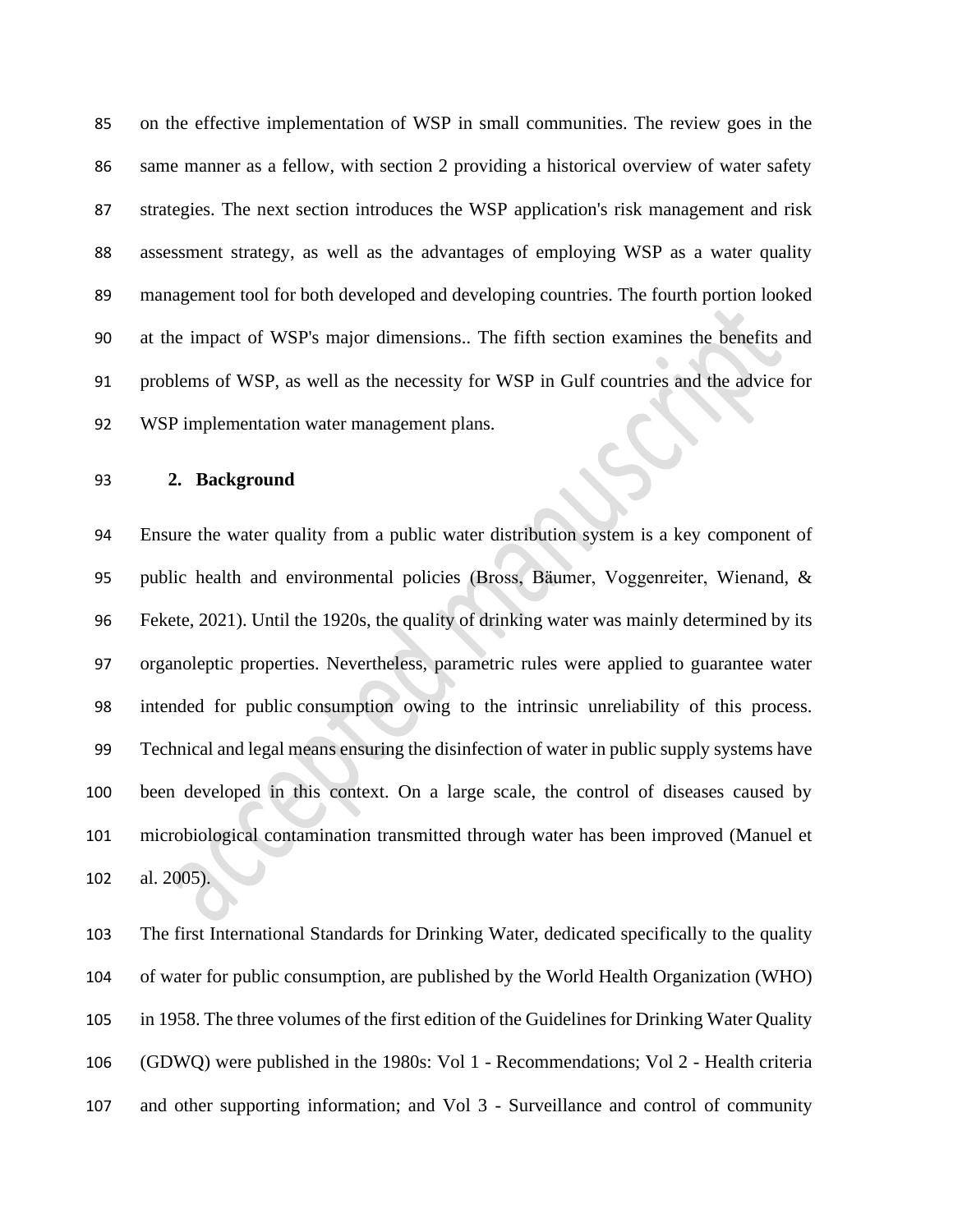on the effective implementation of WSP in small communities. The review goes in the same manner as a fellow, with section 2 providing a historical overview of water safety strategies. The next section introduces the WSP application's risk management and risk assessment strategy, as well as the advantages of employing WSP as a water quality management tool for both developed and developing countries. The fourth portion looked at the impact of WSP's major dimensions.. The fifth section examines the benefits and problems of WSP, as well as the necessity for WSP in Gulf countries and the advice for WSP implementation water management plans.

## 2. Background

Ensure the water quality from a public water distribution system is a key component of public health and environmental policies (Bross, Bäumer, Voggenreiter, Wienand, & Fekete, 2021). Until the 1920s, the quality of drinking water was mainly determined by its organoleptic properties. Nevertheless, parametric rules were applied to guarantee water intended for public consumption owing to the intrinsic unreliability of this process. Technical and legal means ensuring the disinfection of water in public supply systems have been developed in this context. On a large scale, the control of diseases caused by microbiological contamination transmitted through water has been improved (Manuel et al. 2005).

The first International Standards for Drinking Water, dedicated specifically to the quality of water for public consumption, are published by the World Health Organization (WHO) in 1958. The three volumes of the first edition of the Guidelines for Drinking Water Quality (GDWQ) were published in the 1980s: Vol 1 - Recommendations; Vol 2 - Health criteria and other supporting information; and Vol 3 - Surveillance and control of community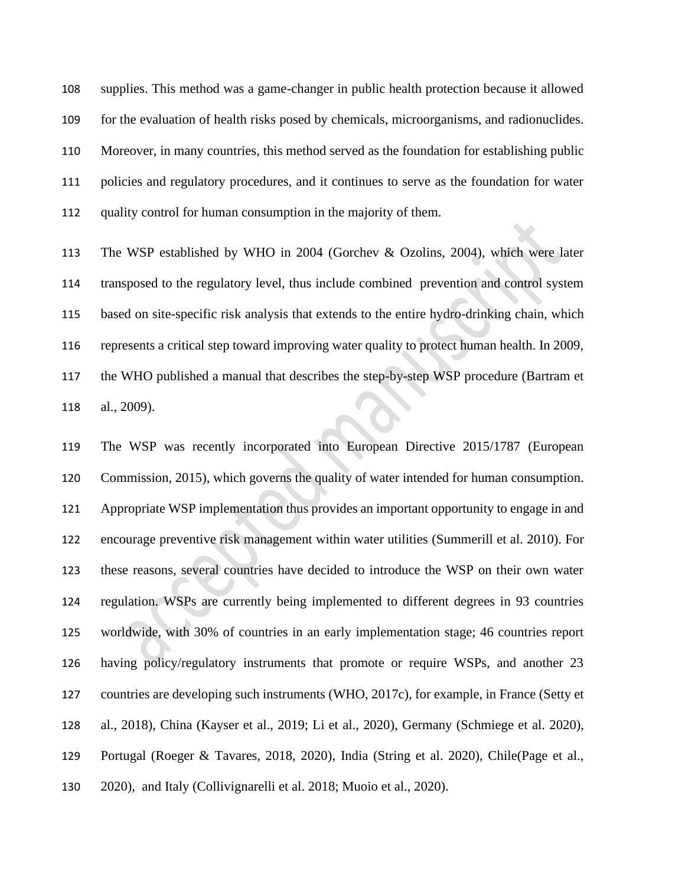supplies. This method was a game-changer in public health protection because it allowed for the evaluation of health risks posed by chemicals, microorganisms, and radionuclides. Moreover, in many countries, this method served as the foundation for establishing public policies and regulatory procedures, and it continues to serve as the foundation for water quality control for human consumption in the majority of them.

The WSP established by WHO in 2004 (Gorchev & Ozolins, 2004), which were later transposed to the regulatory level, thus include combined prevention and control system based on site-specific risk analysis that extends to the entire hydro-drinking chain, which represents a critical step toward improving water quality to protect human health. In 2009, the WHO published a manual that describes the step-by-step WSP procedure (Bartram et al., 2009).

The WSP was recently incorporated into European Directive 2015/1787 (European Commission, 2015), which governs the quality of water intended for human consumption. Appropriate WSP implementation thus provides an important opportunity to engage in and encourage preventive risk management within water utilities (Summerill et al. 2010). For these reasons, several countries have decided to introduce the WSP on their own water regulation. WSPs are currently being implemented to different degrees in 93 countries worldwide, with 30% of countries in an early implementation stage; 46 countries report having policy/regulatory instruments that promote or require WSPs, and another 23 countries are developing such instruments (WHO, 2017c), for example, in France (Setty et al., 2018), China (Kayser et al., 2019; Li et al., 2020), Germany (Schmiege et al. 2020), Portugal (Roeger & Tavares, 2018, 2020), India (String et al. 2020), Chile(Page et al., 2020), and Italy (Collivignarelli et al. 2018; Muoio et al., 2020).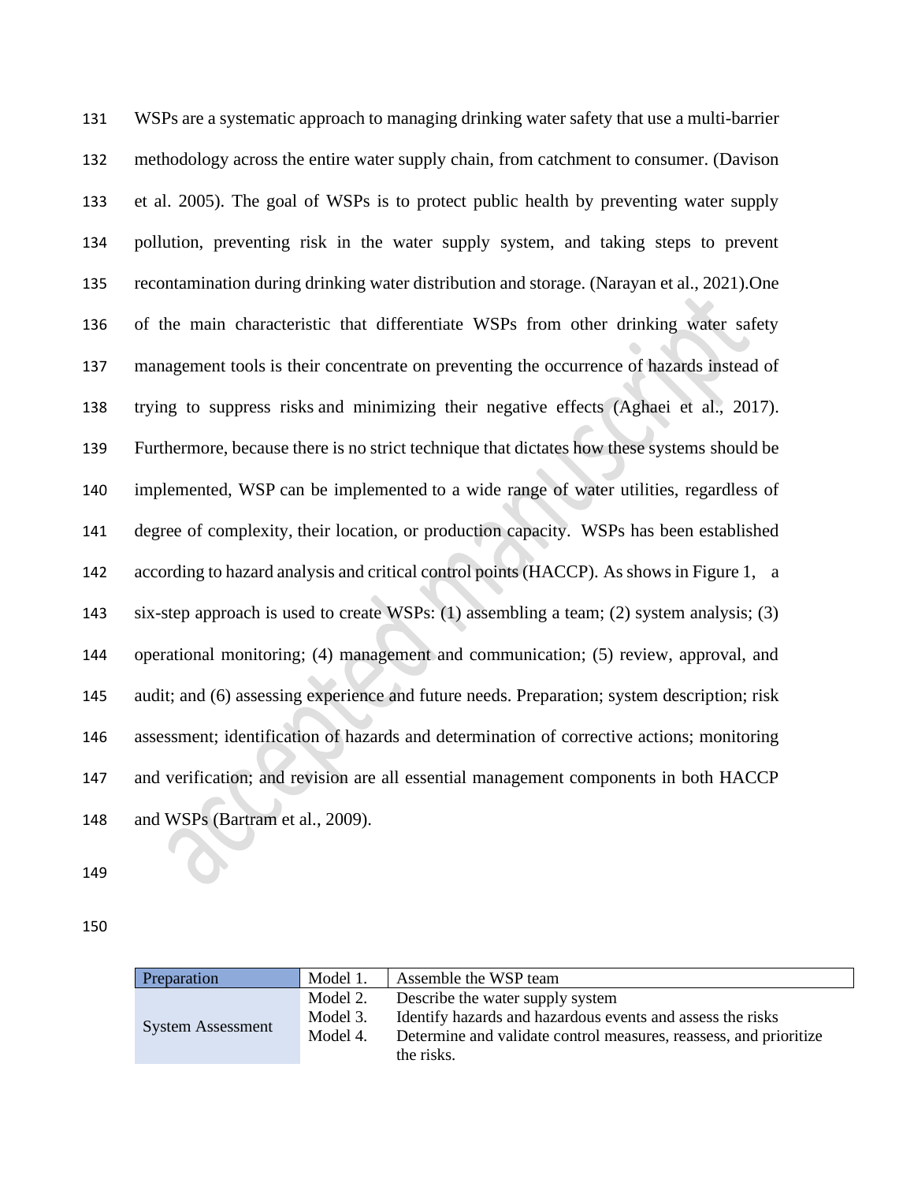WSPs are a systematic approach to managing drinking water safety that use a multi-barrier methodology across the entire water supply chain, from catchment to consumer. (Davison et al. 2005). The goal of WSPs is to protect public health by preventing water supply pollution, preventing risk in the water supply system, and taking steps to prevent recontamination during drinking water distribution and storage. (Narayan et al., 2021).One of the main characteristic that differentiate WSPs from other drinking water safety management tools is their concentrate on preventing the occurrence of hazards instead of trying to suppress risks and minimizing their negative effects (Aghaei et al., 2017). Furthermore, because there is no strict technique that dictates how these systems should be implemented, WSP can be implemented to a wide range of water utilities, regardless of degree of complexity, their location, or production capacity. WSPs has been established according to hazard analysis and critical control points (HACCP). As shows in Figure 1, a six-step approach is used to create WSPs: (1) assembling a team; (2) system analysis; (3) operational monitoring; (4) management and communication; (5) review, approval, and audit; and (6) assessing experience and future needs. Preparation; system description; risk assessment; identification of hazards and determination of corrective actions; monitoring and verification; and revision are all essential management components in both HACCP and WSPs (Bartram et al., 2009).

| Preparation | Model 1. | Assemble the WSP team |
|---|---|---|
| System Assessment | Model 2. | Describe the water supply system |
| | Model 3. | Identify hazards and hazardous events and assess the risks |
| | Model 4. | Determine and validate control measures, reassess, and prioritize the risks. |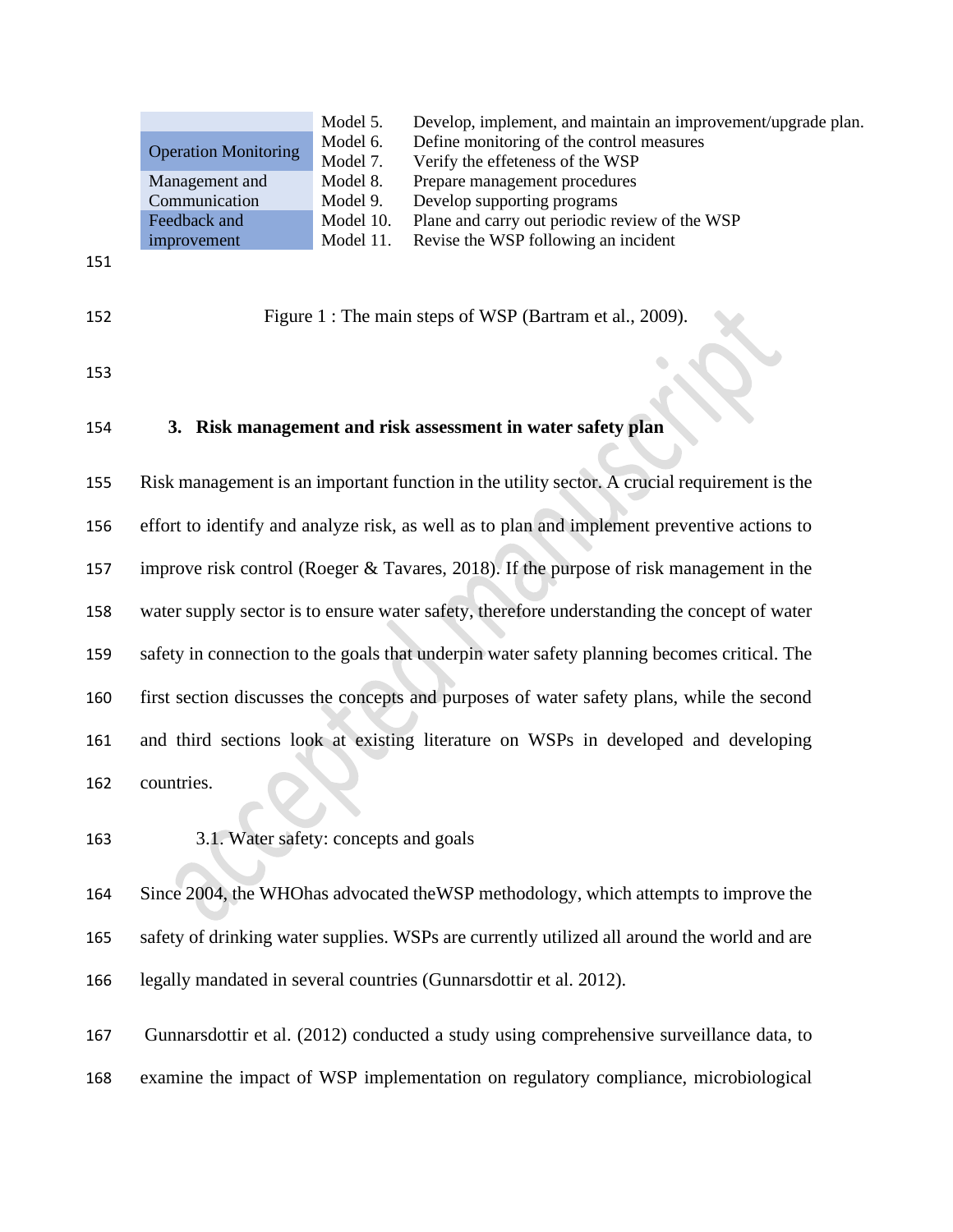| | | |
|---|---|---|
| | Model 5. | Develop, implement, and maintain an improvement/upgrade plan. |
| Operation Monitoring | Model 6. | Define monitoring of the control measures |
| | Model 7. | Verify the effeteness of the WSP |
| Management and Communication | Model 8. | Prepare management procedures |
| | Model 9. | Develop supporting programs |
| Feedback and improvement | Model 10. | Plane and carry out periodic review of the WSP |
| | Model 11. | Revise the WSP following an incident |

Figure 1 : The main steps of WSP (Bartram et al., 2009).

## 3. Risk management and risk assessment in water safety plan

Risk management is an important function in the utility sector. A crucial requirement is the effort to identify and analyze risk, as well as to plan and implement preventive actions to improve risk control (Roeger & Tavares, 2018). If the purpose of risk management in the water supply sector is to ensure water safety, therefore understanding the concept of water safety in connection to the goals that underpin water safety planning becomes critical. The first section discusses the concepts and purposes of water safety plans, while the second and third sections look at existing literature on WSPs in developed and developing countries.

### 3.1. Water safety: concepts and goals

Since 2004, the WHOhas advocated theWSP methodology, which attempts to improve the safety of drinking water supplies. WSPs are currently utilized all around the world and are legally mandated in several countries (Gunnarsdottir et al. 2012).

Gunnarsdottir et al. (2012) conducted a study using comprehensive surveillance data, to examine the impact of WSP implementation on regulatory compliance, microbiological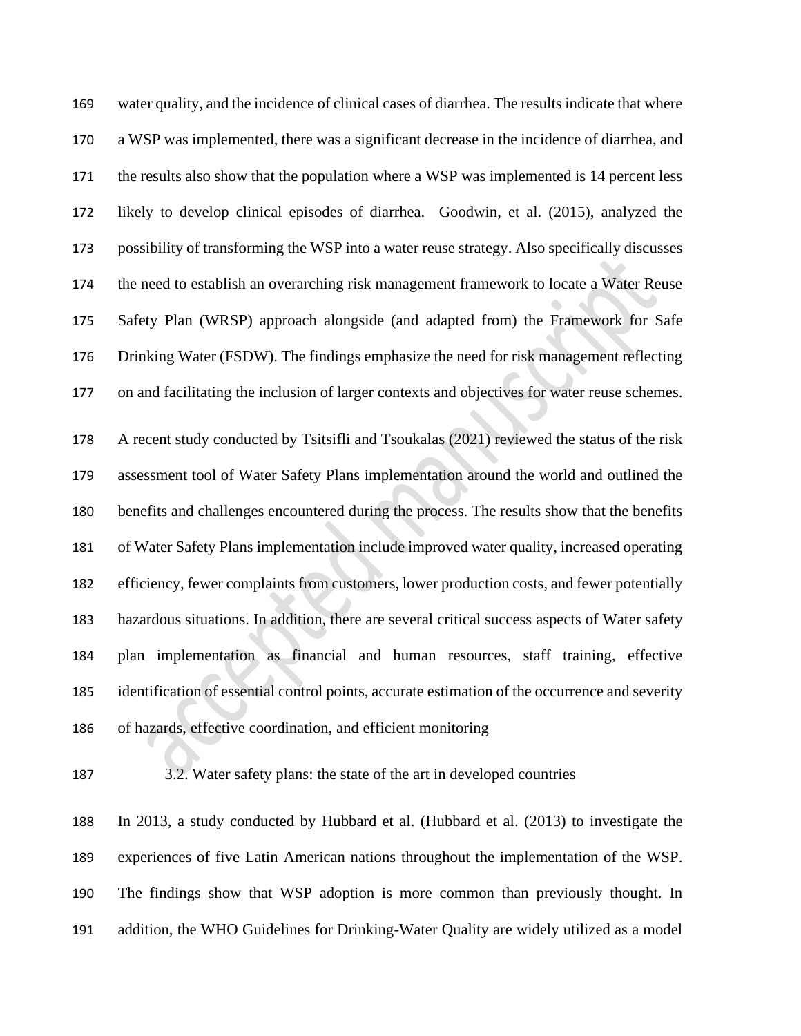water quality, and the incidence of clinical cases of diarrhea. The results indicate that where a WSP was implemented, there was a significant decrease in the incidence of diarrhea, and the results also show that the population where a WSP was implemented is 14 percent less likely to develop clinical episodes of diarrhea. Goodwin, et al. (2015), analyzed the possibility of transforming the WSP into a water reuse strategy. Also specifically discusses the need to establish an overarching risk management framework to locate a Water Reuse Safety Plan (WRSP) approach alongside (and adapted from) the Framework for Safe Drinking Water (FSDW). The findings emphasize the need for risk management reflecting on and facilitating the inclusion of larger contexts and objectives for water reuse schemes.

A recent study conducted by Tsitsifli and Tsoukalas (2021) reviewed the status of the risk assessment tool of Water Safety Plans implementation around the world and outlined the benefits and challenges encountered during the process. The results show that the benefits of Water Safety Plans implementation include improved water quality, increased operating efficiency, fewer complaints from customers, lower production costs, and fewer potentially hazardous situations. In addition, there are several critical success aspects of Water safety plan implementation as financial and human resources, staff training, effective identification of essential control points, accurate estimation of the occurrence and severity of hazards, effective coordination, and efficient monitoring

### 3.2. Water safety plans: the state of the art in developed countries

In 2013, a study conducted by Hubbard et al. (Hubbard et al. (2013) to investigate the experiences of five Latin American nations throughout the implementation of the WSP. The findings show that WSP adoption is more common than previously thought. In addition, the WHO Guidelines for Drinking-Water Quality are widely utilized as a model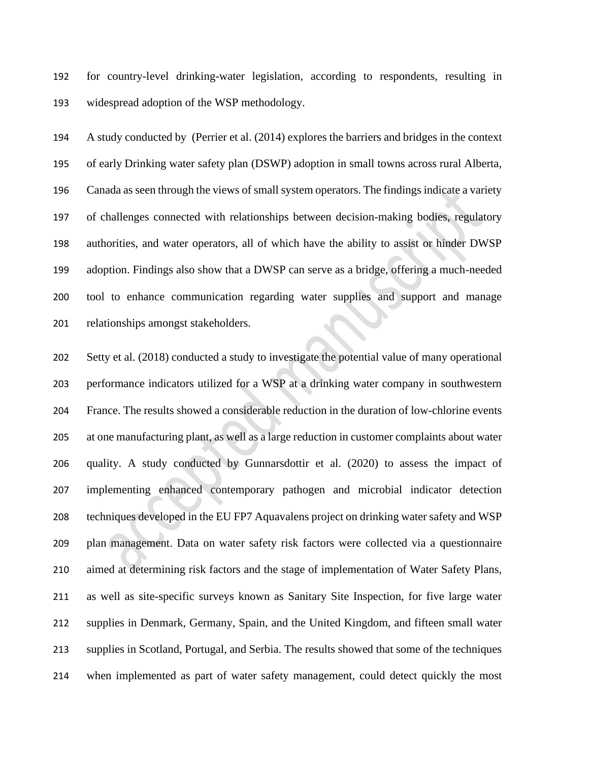for country-level drinking-water legislation, according to respondents, resulting in widespread adoption of the WSP methodology.

A study conducted by  (Perrier et al. (2014) explores the barriers and bridges in the context of early Drinking water safety plan (DSWP) adoption in small towns across rural Alberta, Canada as seen through the views of small system operators. The findings indicate a variety of challenges connected with relationships between decision-making bodies, regulatory authorities, and water operators, all of which have the ability to assist or hinder DWSP adoption. Findings also show that a DWSP can serve as a bridge, offering a much-needed tool to enhance communication regarding water supplies and support and manage relationships amongst stakeholders.

Setty et al. (2018) conducted a study to investigate the potential value of many operational performance indicators utilized for a WSP at a drinking water company in southwestern France. The results showed a considerable reduction in the duration of low-chlorine events at one manufacturing plant, as well as a large reduction in customer complaints about water quality. A study conducted by Gunnarsdottir et al. (2020) to assess the impact of implementing enhanced contemporary pathogen and microbial indicator detection techniques developed in the EU FP7 Aquavalens project on drinking water safety and WSP plan management. Data on water safety risk factors were collected via a questionnaire aimed at determining risk factors and the stage of implementation of Water Safety Plans, as well as site-specific surveys known as Sanitary Site Inspection, for five large water supplies in Denmark, Germany, Spain, and the United Kingdom, and fifteen small water supplies in Scotland, Portugal, and Serbia. The results showed that some of the techniques when implemented as part of water safety management, could detect quickly the most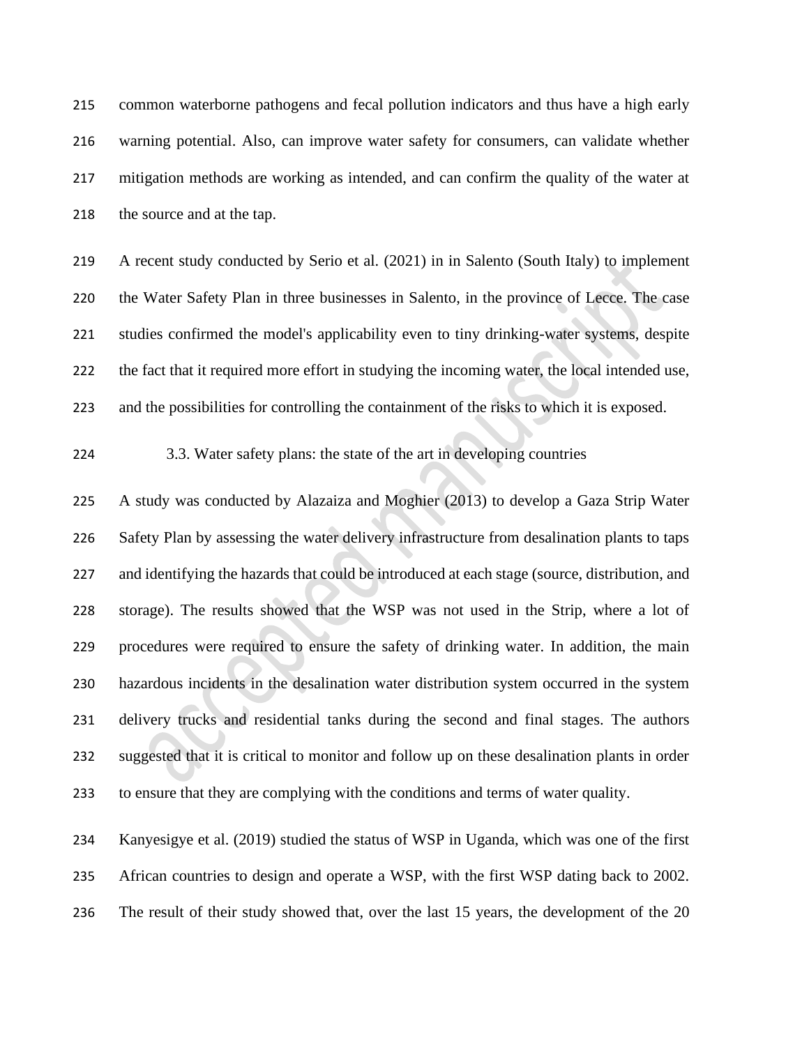common waterborne pathogens and fecal pollution indicators and thus have a high early warning potential. Also, can improve water safety for consumers, can validate whether mitigation methods are working as intended, and can confirm the quality of the water at the source and at the tap.

A recent study conducted by Serio et al. (2021) in in Salento (South Italy) to implement the Water Safety Plan in three businesses in Salento, in the province of Lecce. The case studies confirmed the model's applicability even to tiny drinking-water systems, despite the fact that it required more effort in studying the incoming water, the local intended use, and the possibilities for controlling the containment of the risks to which it is exposed.

### 3.3. Water safety plans: the state of the art in developing countries

A study was conducted by Alazaiza and Moghier (2013) to develop a Gaza Strip Water Safety Plan by assessing the water delivery infrastructure from desalination plants to taps and identifying the hazards that could be introduced at each stage (source, distribution, and storage). The results showed that the WSP was not used in the Strip, where a lot of procedures were required to ensure the safety of drinking water. In addition, the main hazardous incidents in the desalination water distribution system occurred in the system delivery trucks and residential tanks during the second and final stages. The authors suggested that it is critical to monitor and follow up on these desalination plants in order to ensure that they are complying with the conditions and terms of water quality.

Kanyesigye et al. (2019) studied the status of WSP in Uganda, which was one of the first African countries to design and operate a WSP, with the first WSP dating back to 2002. The result of their study showed that, over the last 15 years, the development of the 20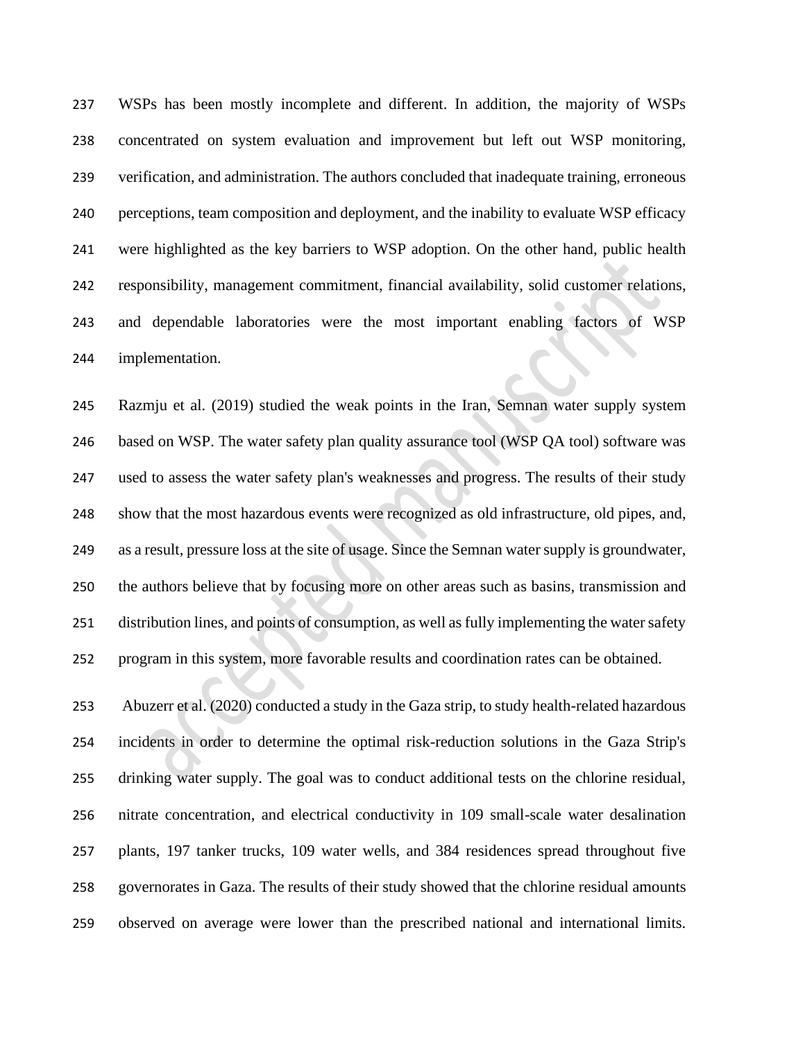WSPs has been mostly incomplete and different. In addition, the majority of WSPs concentrated on system evaluation and improvement but left out WSP monitoring, verification, and administration. The authors concluded that inadequate training, erroneous perceptions, team composition and deployment, and the inability to evaluate WSP efficacy were highlighted as the key barriers to WSP adoption. On the other hand, public health responsibility, management commitment, financial availability, solid customer relations, and dependable laboratories were the most important enabling factors of WSP implementation.

Razmju et al. (2019) studied the weak points in the Iran, Semnan water supply system based on WSP. The water safety plan quality assurance tool (WSP QA tool) software was used to assess the water safety plan's weaknesses and progress. The results of their study show that the most hazardous events were recognized as old infrastructure, old pipes, and, as a result, pressure loss at the site of usage. Since the Semnan water supply is groundwater, the authors believe that by focusing more on other areas such as basins, transmission and distribution lines, and points of consumption, as well as fully implementing the water safety program in this system, more favorable results and coordination rates can be obtained.

Abuzerr et al. (2020) conducted a study in the Gaza strip, to study health-related hazardous incidents in order to determine the optimal risk-reduction solutions in the Gaza Strip's drinking water supply. The goal was to conduct additional tests on the chlorine residual, nitrate concentration, and electrical conductivity in 109 small-scale water desalination plants, 197 tanker trucks, 109 water wells, and 384 residences spread throughout five governorates in Gaza. The results of their study showed that the chlorine residual amounts observed on average were lower than the prescribed national and international limits.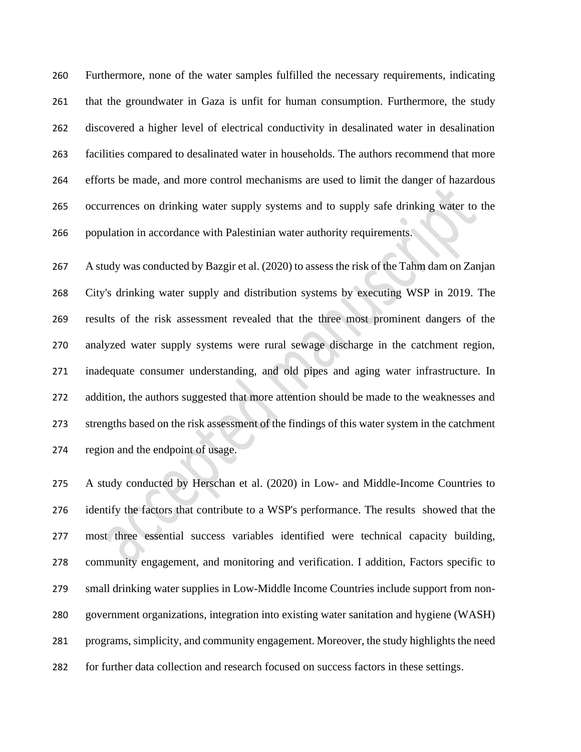Furthermore, none of the water samples fulfilled the necessary requirements, indicating that the groundwater in Gaza is unfit for human consumption. Furthermore, the study discovered a higher level of electrical conductivity in desalinated water in desalination facilities compared to desalinated water in households. The authors recommend that more efforts be made, and more control mechanisms are used to limit the danger of hazardous occurrences on drinking water supply systems and to supply safe drinking water to the population in accordance with Palestinian water authority requirements.

A study was conducted by Bazgir et al. (2020) to assess the risk of the Tahm dam on Zanjan City's drinking water supply and distribution systems by executing WSP in 2019. The results of the risk assessment revealed that the three most prominent dangers of the analyzed water supply systems were rural sewage discharge in the catchment region, inadequate consumer understanding, and old pipes and aging water infrastructure. In addition, the authors suggested that more attention should be made to the weaknesses and strengths based on the risk assessment of the findings of this water system in the catchment region and the endpoint of usage.

A study conducted by Herschan et al. (2020) in Low- and Middle-Income Countries to identify the factors that contribute to a WSP's performance. The results showed that the most three essential success variables identified were technical capacity building, community engagement, and monitoring and verification. I addition, Factors specific to small drinking water supplies in Low-Middle Income Countries include support from non-government organizations, integration into existing water sanitation and hygiene (WASH) programs, simplicity, and community engagement. Moreover, the study highlights the need for further data collection and research focused on success factors in these settings.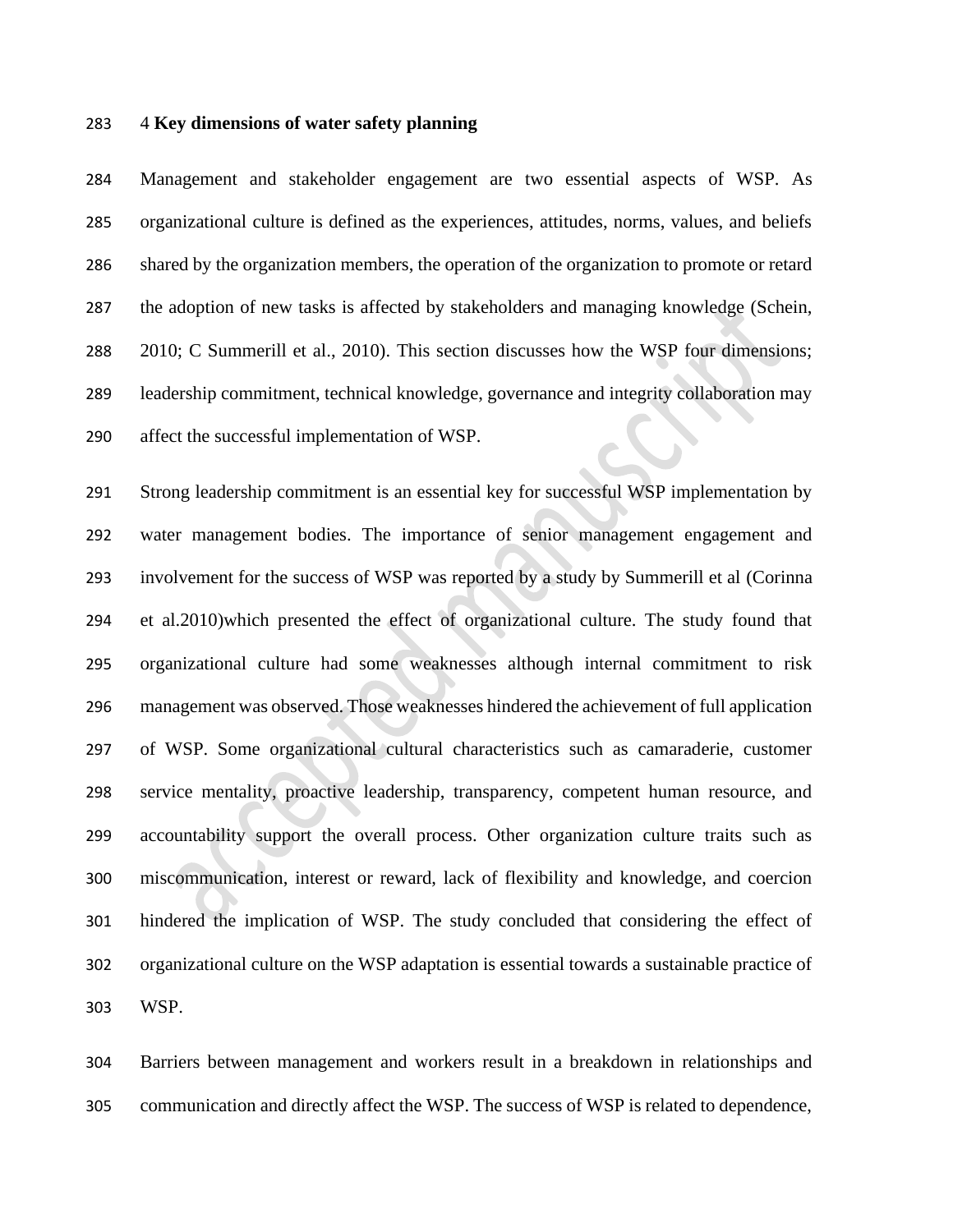## 4 **Key dimensions of water safety planning**

Management and stakeholder engagement are two essential aspects of WSP. As organizational culture is defined as the experiences, attitudes, norms, values, and beliefs shared by the organization members, the operation of the organization to promote or retard the adoption of new tasks is affected by stakeholders and managing knowledge (Schein, 2010; C Summerill et al., 2010). This section discusses how the WSP four dimensions; leadership commitment, technical knowledge, governance and integrity collaboration may affect the successful implementation of WSP.

Strong leadership commitment is an essential key for successful WSP implementation by water management bodies. The importance of senior management engagement and involvement for the success of WSP was reported by a study by Summerill et al (Corinna et al.2010)which presented the effect of organizational culture. The study found that organizational culture had some weaknesses although internal commitment to risk management was observed. Those weaknesses hindered the achievement of full application of WSP. Some organizational cultural characteristics such as camaraderie, customer service mentality, proactive leadership, transparency, competent human resource, and accountability support the overall process. Other organization culture traits such as miscommunication, interest or reward, lack of flexibility and knowledge, and coercion hindered the implication of WSP. The study concluded that considering the effect of organizational culture on the WSP adaptation is essential towards a sustainable practice of WSP.

Barriers between management and workers result in a breakdown in relationships and communication and directly affect the WSP. The success of WSP is related to dependence,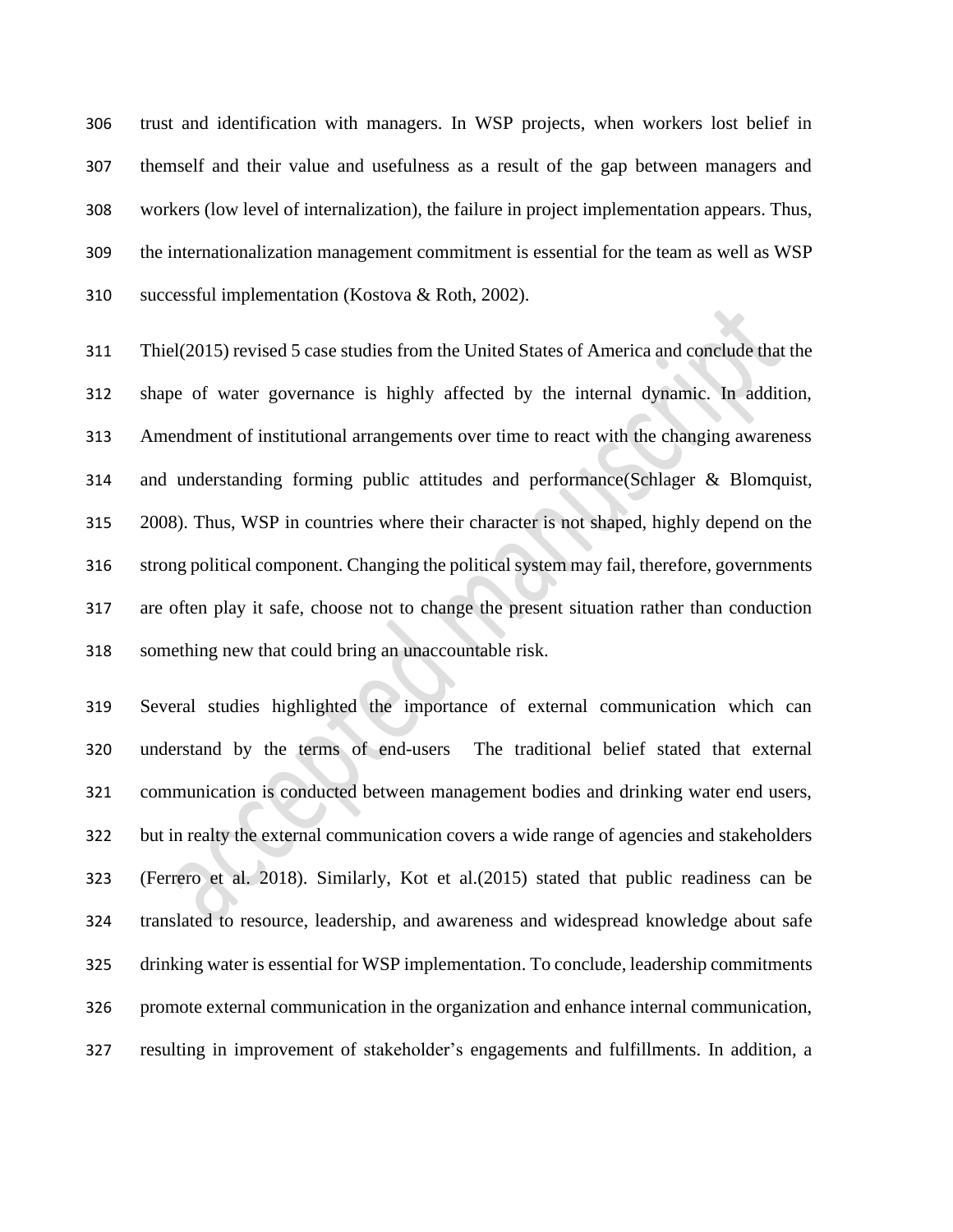trust and identification with managers. In WSP projects, when workers lost belief in themself and their value and usefulness as a result of the gap between managers and workers (low level of internalization), the failure in project implementation appears. Thus, the internationalization management commitment is essential for the team as well as WSP successful implementation (Kostova & Roth, 2002).

Thiel(2015) revised 5 case studies from the United States of America and conclude that the shape of water governance is highly affected by the internal dynamic. In addition, Amendment of institutional arrangements over time to react with the changing awareness and understanding forming public attitudes and performance(Schlager & Blomquist, 2008). Thus, WSP in countries where their character is not shaped, highly depend on the strong political component. Changing the political system may fail, therefore, governments are often play it safe, choose not to change the present situation rather than conduction something new that could bring an unaccountable risk.

Several studies highlighted the importance of external communication which can understand by the terms of end-users  The traditional belief stated that external communication is conducted between management bodies and drinking water end users, but in realty the external communication covers a wide range of agencies and stakeholders (Ferrero et al. 2018). Similarly, Kot et al.(2015) stated that public readiness can be translated to resource, leadership, and awareness and widespread knowledge about safe drinking water is essential for WSP implementation. To conclude, leadership commitments promote external communication in the organization and enhance internal communication, resulting in improvement of stakeholder's engagements and fulfillments. In addition, a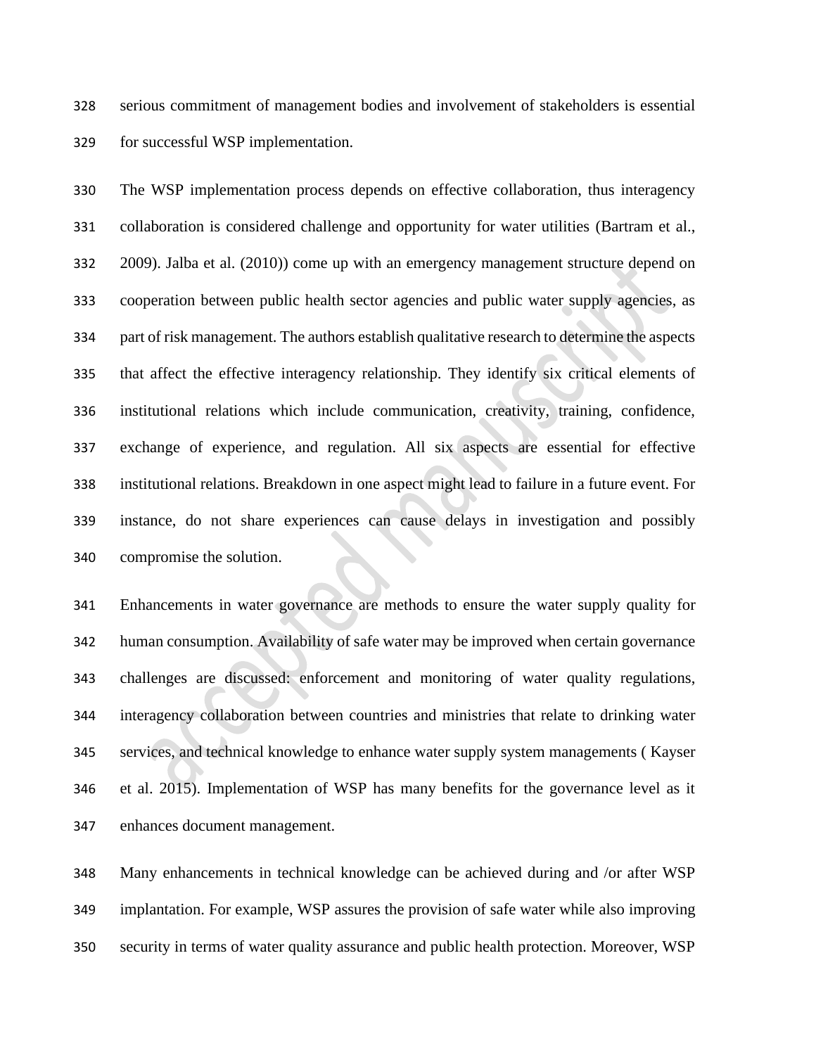serious commitment of management bodies and involvement of stakeholders is essential for successful WSP implementation.

The WSP implementation process depends on effective collaboration, thus interagency collaboration is considered challenge and opportunity for water utilities (Bartram et al., 2009). Jalba et al. (2010)) come up with an emergency management structure depend on cooperation between public health sector agencies and public water supply agencies, as part of risk management. The authors establish qualitative research to determine the aspects that affect the effective interagency relationship. They identify six critical elements of institutional relations which include communication, creativity, training, confidence, exchange of experience, and regulation. All six aspects are essential for effective institutional relations. Breakdown in one aspect might lead to failure in a future event. For instance, do not share experiences can cause delays in investigation and possibly compromise the solution.

Enhancements in water governance are methods to ensure the water supply quality for human consumption. Availability of safe water may be improved when certain governance challenges are discussed: enforcement and monitoring of water quality regulations, interagency collaboration between countries and ministries that relate to drinking water services, and technical knowledge to enhance water supply system managements ( Kayser et al. 2015). Implementation of WSP has many benefits for the governance level as it enhances document management.

Many enhancements in technical knowledge can be achieved during and /or after WSP implantation. For example, WSP assures the provision of safe water while also improving security in terms of water quality assurance and public health protection. Moreover, WSP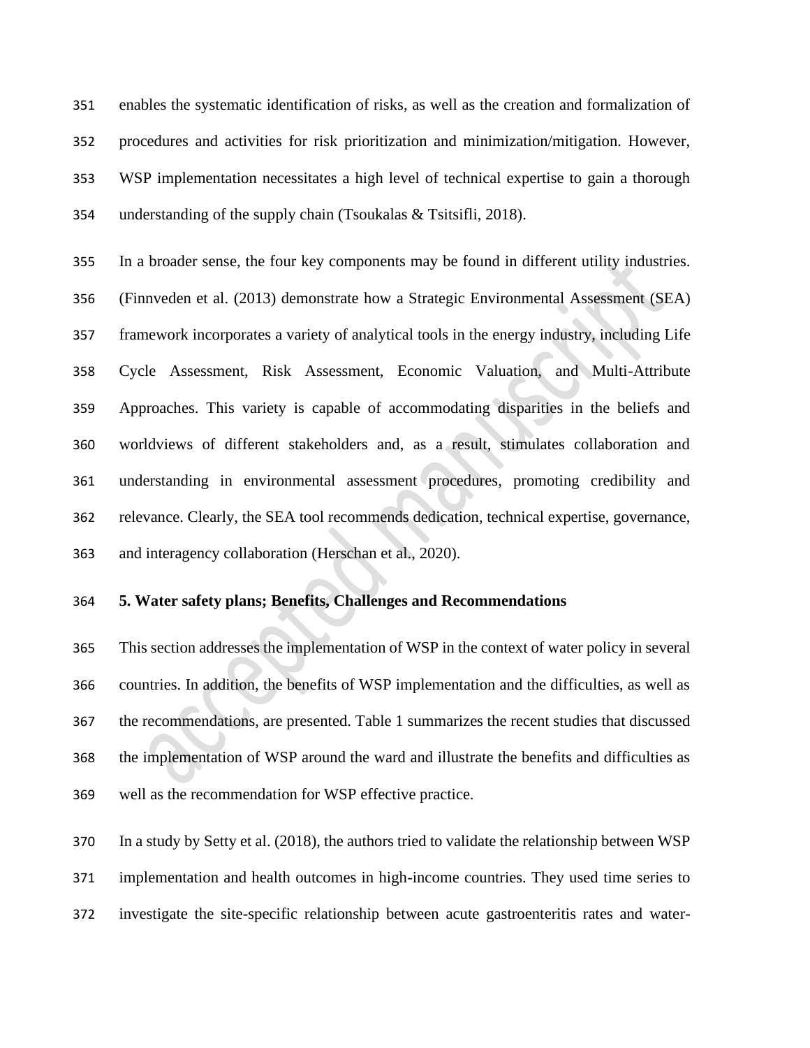enables the systematic identification of risks, as well as the creation and formalization of procedures and activities for risk prioritization and minimization/mitigation. However, WSP implementation necessitates a high level of technical expertise to gain a thorough understanding of the supply chain (Tsoukalas & Tsitsifli, 2018).

In a broader sense, the four key components may be found in different utility industries. (Finnveden et al. (2013) demonstrate how a Strategic Environmental Assessment (SEA) framework incorporates a variety of analytical tools in the energy industry, including Life Cycle Assessment, Risk Assessment, Economic Valuation, and Multi-Attribute Approaches. This variety is capable of accommodating disparities in the beliefs and worldviews of different stakeholders and, as a result, stimulates collaboration and understanding in environmental assessment procedures, promoting credibility and relevance. Clearly, the SEA tool recommends dedication, technical expertise, governance, and interagency collaboration (Herschan et al., 2020).

## 5. Water safety plans; Benefits, Challenges and Recommendations

This section addresses the implementation of WSP in the context of water policy in several countries. In addition, the benefits of WSP implementation and the difficulties, as well as the recommendations, are presented. Table 1 summarizes the recent studies that discussed the implementation of WSP around the ward and illustrate the benefits and difficulties as well as the recommendation for WSP effective practice.

In a study by Setty et al. (2018), the authors tried to validate the relationship between WSP implementation and health outcomes in high-income countries. They used time series to investigate the site-specific relationship between acute gastroenteritis rates and water-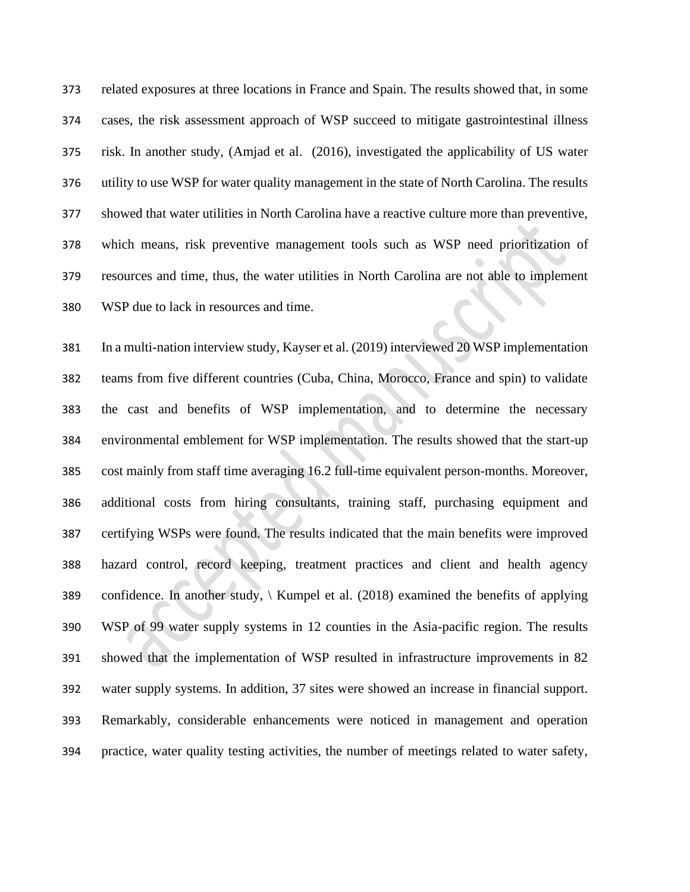related exposures at three locations in France and Spain. The results showed that, in some cases, the risk assessment approach of WSP succeed to mitigate gastrointestinal illness risk. In another study, (Amjad et al. (2016), investigated the applicability of US water utility to use WSP for water quality management in the state of North Carolina. The results showed that water utilities in North Carolina have a reactive culture more than preventive, which means, risk preventive management tools such as WSP need prioritization of resources and time, thus, the water utilities in North Carolina are not able to implement WSP due to lack in resources and time.

In a multi-nation interview study, Kayser et al. (2019) interviewed 20 WSP implementation teams from five different countries (Cuba, China, Morocco, France and spin) to validate the cast and benefits of WSP implementation, and to determine the necessary environmental emblement for WSP implementation. The results showed that the start-up cost mainly from staff time averaging 16.2 full-time equivalent person-months. Moreover, additional costs from hiring consultants, training staff, purchasing equipment and certifying WSPs were found. The results indicated that the main benefits were improved hazard control, record keeping, treatment practices and client and health agency confidence. In another study, \ Kumpel et al. (2018) examined the benefits of applying WSP of 99 water supply systems in 12 counties in the Asia-pacific region. The results showed that the implementation of WSP resulted in infrastructure improvements in 82 water supply systems. In addition, 37 sites were showed an increase in financial support. Remarkably, considerable enhancements were noticed in management and operation practice, water quality testing activities, the number of meetings related to water safety,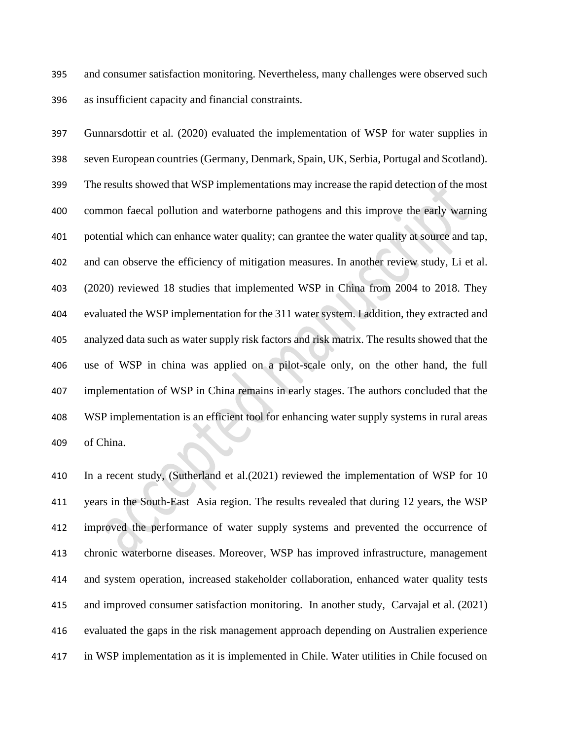and consumer satisfaction monitoring. Nevertheless, many challenges were observed such as insufficient capacity and financial constraints.

Gunnarsdottir et al. (2020) evaluated the implementation of WSP for water supplies in seven European countries (Germany, Denmark, Spain, UK, Serbia, Portugal and Scotland). The results showed that WSP implementations may increase the rapid detection of the most common faecal pollution and waterborne pathogens and this improve the early warning potential which can enhance water quality; can grantee the water quality at source and tap, and can observe the efficiency of mitigation measures. In another review study, Li et al. (2020) reviewed 18 studies that implemented WSP in China from 2004 to 2018. They evaluated the WSP implementation for the 311 water system. I addition, they extracted and analyzed data such as water supply risk factors and risk matrix. The results showed that the use of WSP in china was applied on a pilot-scale only, on the other hand, the full implementation of WSP in China remains in early stages. The authors concluded that the WSP implementation is an efficient tool for enhancing water supply systems in rural areas of China.

In a recent study, (Sutherland et al.(2021) reviewed the implementation of WSP for 10 years in the South-East Asia region. The results revealed that during 12 years, the WSP improved the performance of water supply systems and prevented the occurrence of chronic waterborne diseases. Moreover, WSP has improved infrastructure, management and system operation, increased stakeholder collaboration, enhanced water quality tests and improved consumer satisfaction monitoring. In another study, Carvajal et al. (2021) evaluated the gaps in the risk management approach depending on Australien experience in WSP implementation as it is implemented in Chile. Water utilities in Chile focused on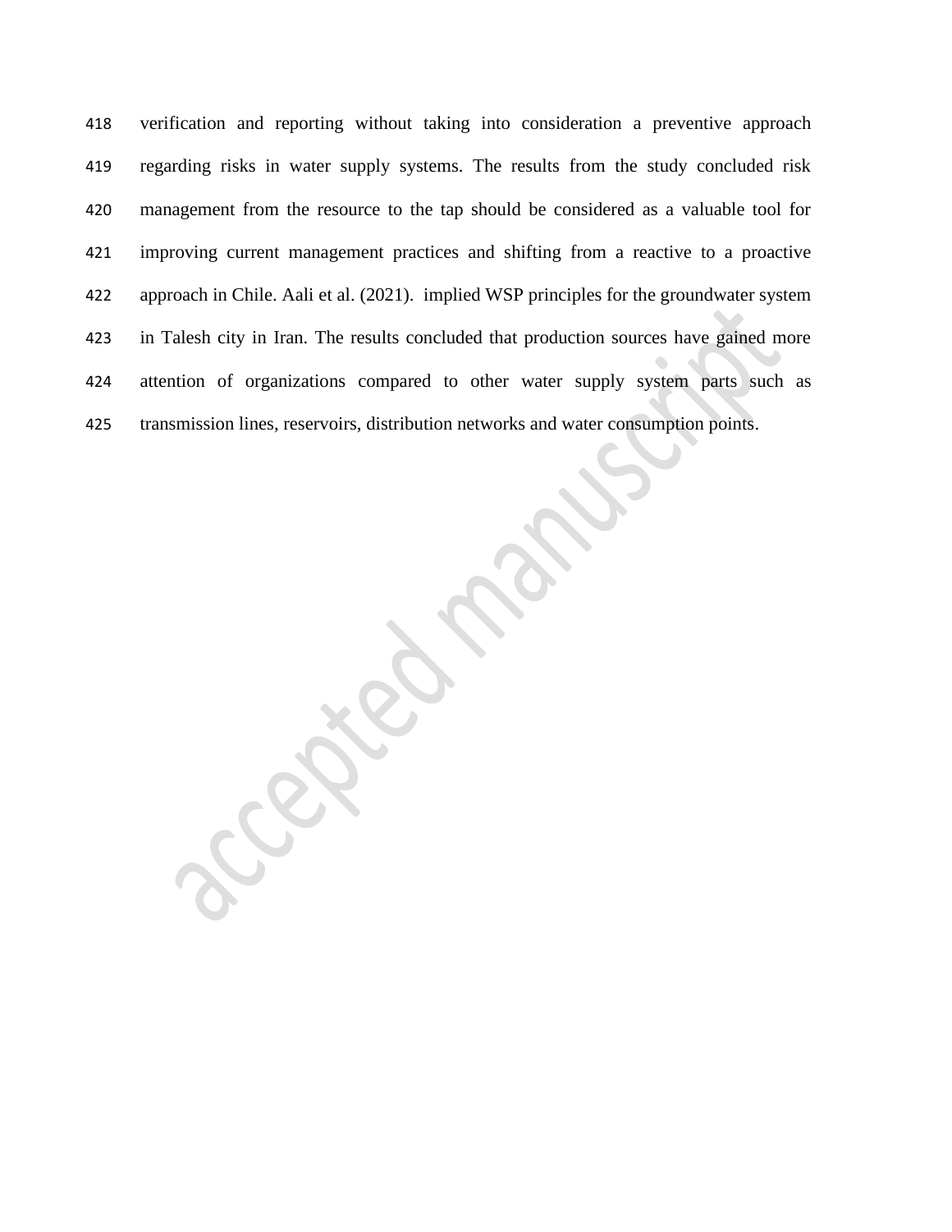verification and reporting without taking into consideration a preventive approach regarding risks in water supply systems. The results from the study concluded risk management from the resource to the tap should be considered as a valuable tool for improving current management practices and shifting from a reactive to a proactive approach in Chile. Aali et al. (2021). implied WSP principles for the groundwater system in Talesh city in Iran. The results concluded that production sources have gained more attention of organizations compared to other water supply system parts such as transmission lines, reservoirs, distribution networks and water consumption points.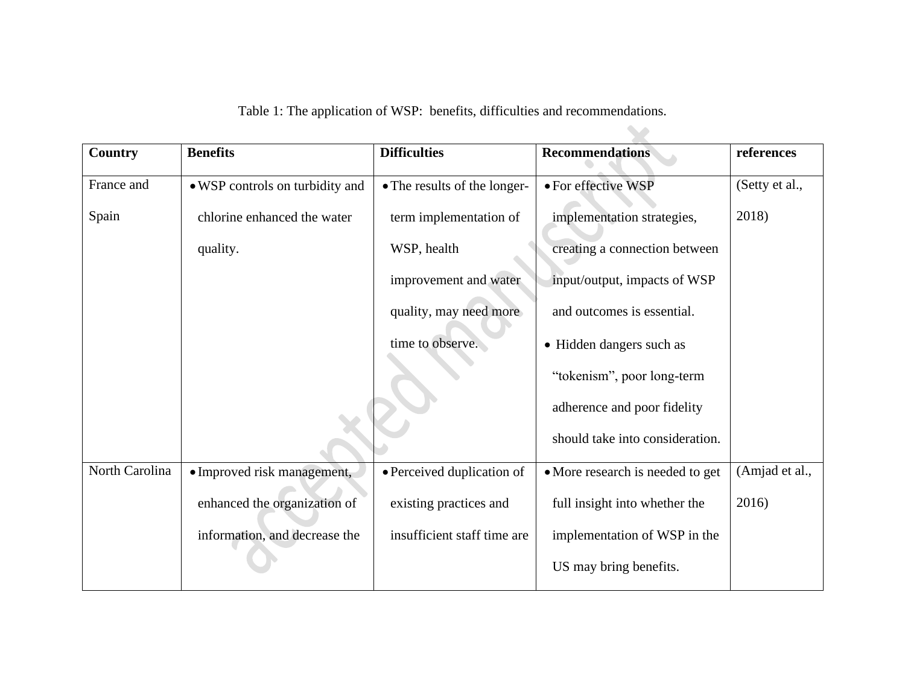Table 1: The application of WSP: benefits, difficulties and recommendations.

| Country | Benefits | Difficulties | Recommendations | references |
|---|---|---|---|---|
| France and Spain | • WSP controls on turbidity and chlorine enhanced the water quality. | • The results of the longer-term implementation of WSP, health improvement and water quality, may need more time to observe. | • For effective WSP implementation strategies, creating a connection between input/output, impacts of WSP and outcomes is essential. <br> • Hidden dangers such as “tokenism”, poor long-term adherence and poor fidelity should take into consideration. | (Setty et al., 2018) |
| North Carolina | • Improved risk management, enhanced the organization of information, and decrease the | • Perceived duplication of existing practices and insufficient staff time are | • More research is needed to get full insight into whether the implementation of WSP in the US may bring benefits. | (Amjad et al., 2016) |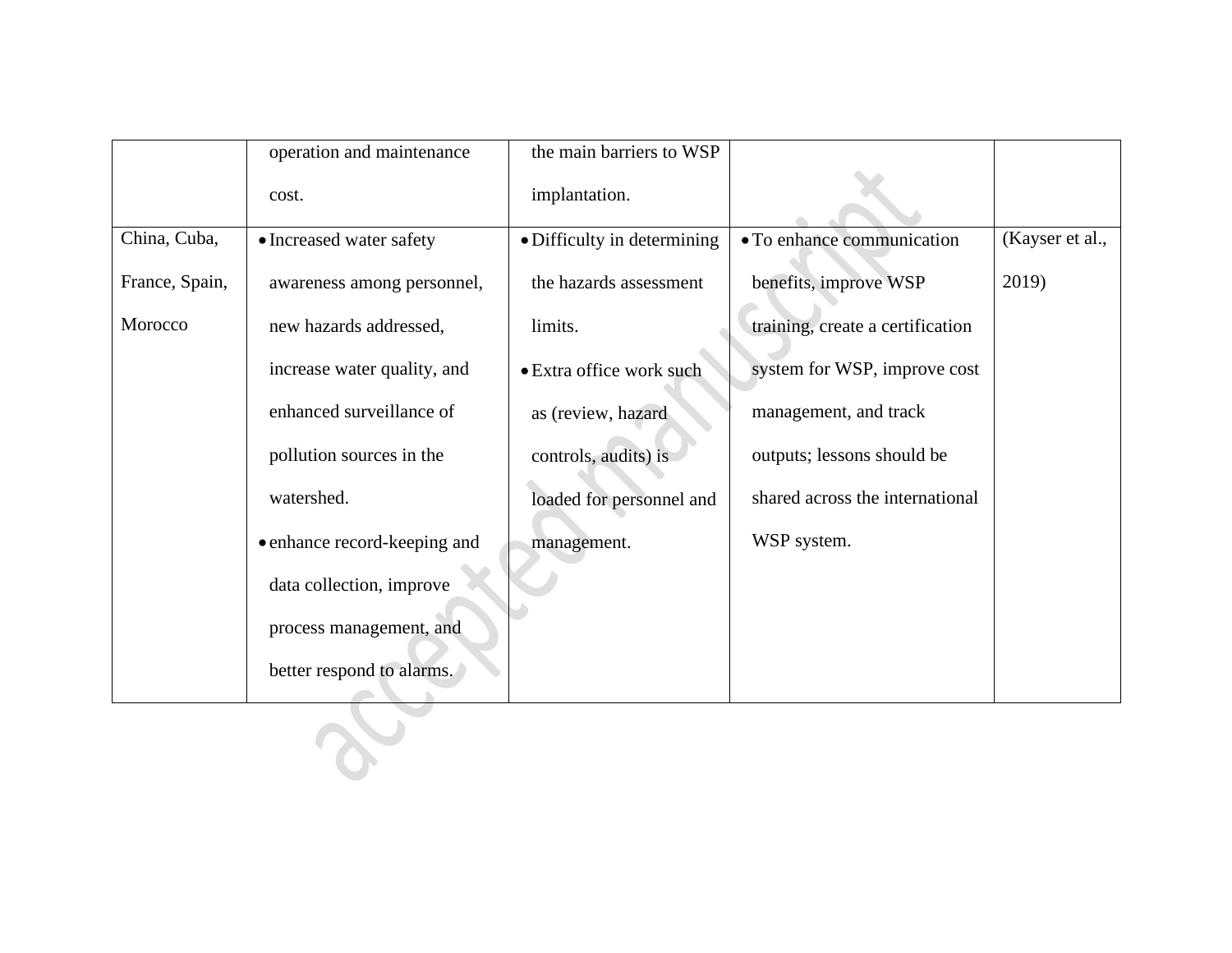| | | | | |
|---|---|---|---|---|
| | operation and maintenance cost. | the main barriers to WSP implantation. | | |
| China, Cuba, France, Spain, Morocco | • Increased water safety awareness among personnel, new hazards addressed, increase water quality, and enhanced surveillance of pollution sources in the watershed.<br>• enhance record-keeping and data collection, improve process management, and better respond to alarms. | • Difficulty in determining the hazards assessment limits.<br>• Extra office work such as (review, hazard controls, audits) is loaded for personnel and management. | • To enhance communication benefits, improve WSP training, create a certification system for WSP, improve cost management, and track outputs; lessons should be shared across the international WSP system. | (Kayser et al., 2019) |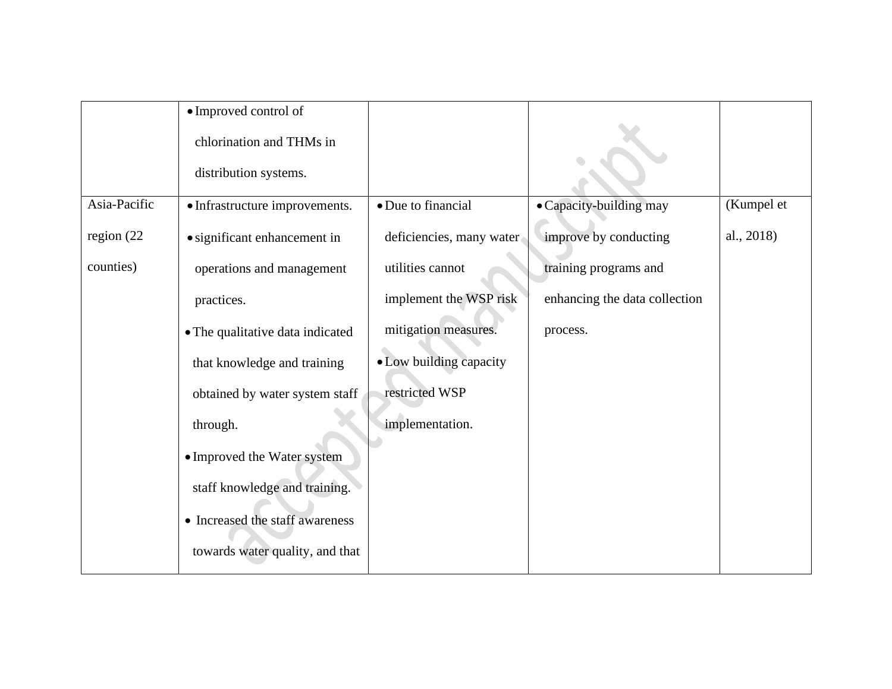| | | | | |
|---|---|---|---|---|
| | • Improved control of chlorination and THMs in distribution systems. | | | |
| Asia-Pacific region (22 counties) | • Infrastructure improvements.<br>• significant enhancement in operations and management practices.<br>• The qualitative data indicated that knowledge and training obtained by water system staff through.<br>• Improved the Water system staff knowledge and training.<br>• Increased the staff awareness towards water quality, and that | • Due to financial deficiencies, many water utilities cannot implement the WSP risk mitigation measures.<br>• Low building capacity restricted WSP implementation. | • Capacity-building may improve by conducting training programs and enhancing the data collection process. | (Kumpel et al., 2018) |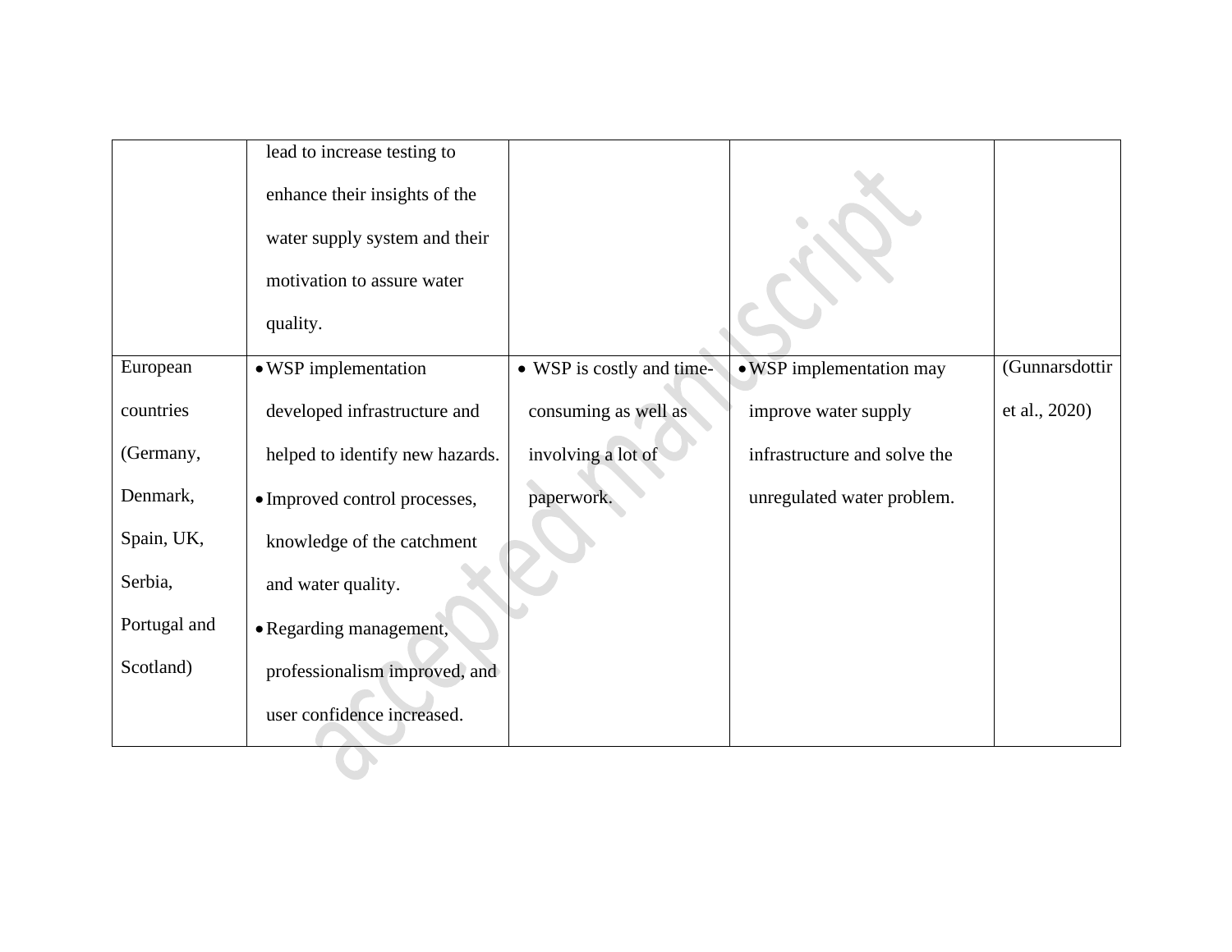| | | | | |
|---|---|---|---|---|
| | lead to increase testing to enhance their insights of the water supply system and their motivation to assure water quality. | | | |
| European countries (Germany, Denmark, Spain, UK, Serbia, Portugal and Scotland) | • WSP implementation developed infrastructure and helped to identify new hazards.<br>• Improved control processes, knowledge of the catchment and water quality.<br>• Regarding management, professionalism improved, and user confidence increased. | • WSP is costly and time-consuming as well as involving a lot of paperwork. | • WSP implementation may improve water supply infrastructure and solve the unregulated water problem. | (Gunnarsdottir et al., 2020) |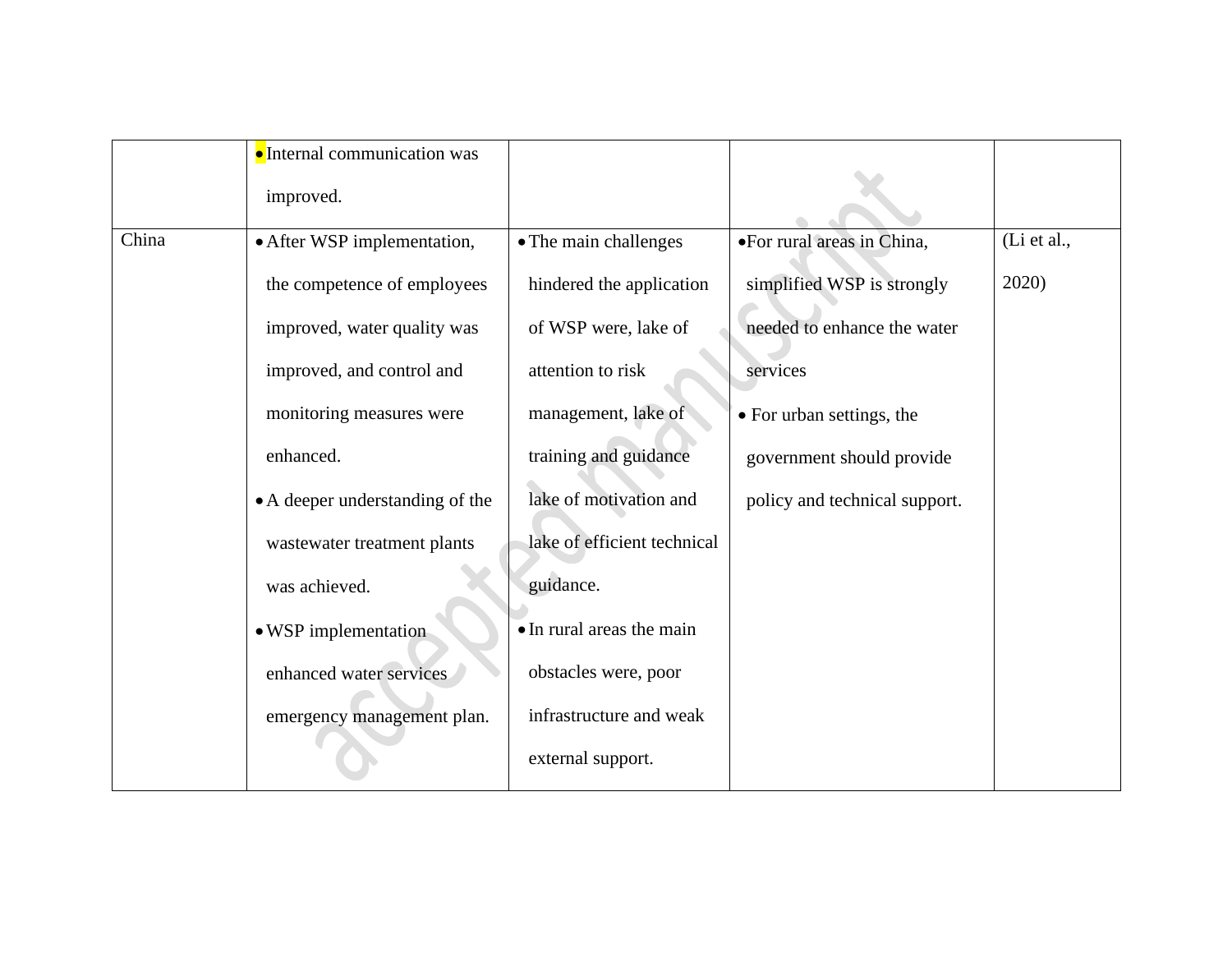| | | | | |
|---|---|---|---|---|
| | • Internal communication was improved. | | | |
| China | • After WSP implementation, the competence of employees improved, water quality was improved, and control and monitoring measures were enhanced.<br>• A deeper understanding of the wastewater treatment plants was achieved.<br>• WSP implementation enhanced water services emergency management plan. | • The main challenges hindered the application of WSP were, lake of attention to risk management, lake of training and guidance lake of motivation and lake of efficient technical guidance.<br>• In rural areas the main obstacles were, poor infrastructure and weak external support. | • For rural areas in China, simplified WSP is strongly needed to enhance the water services<br>• For urban settings, the government should provide policy and technical support. | (Li et al., 2020) |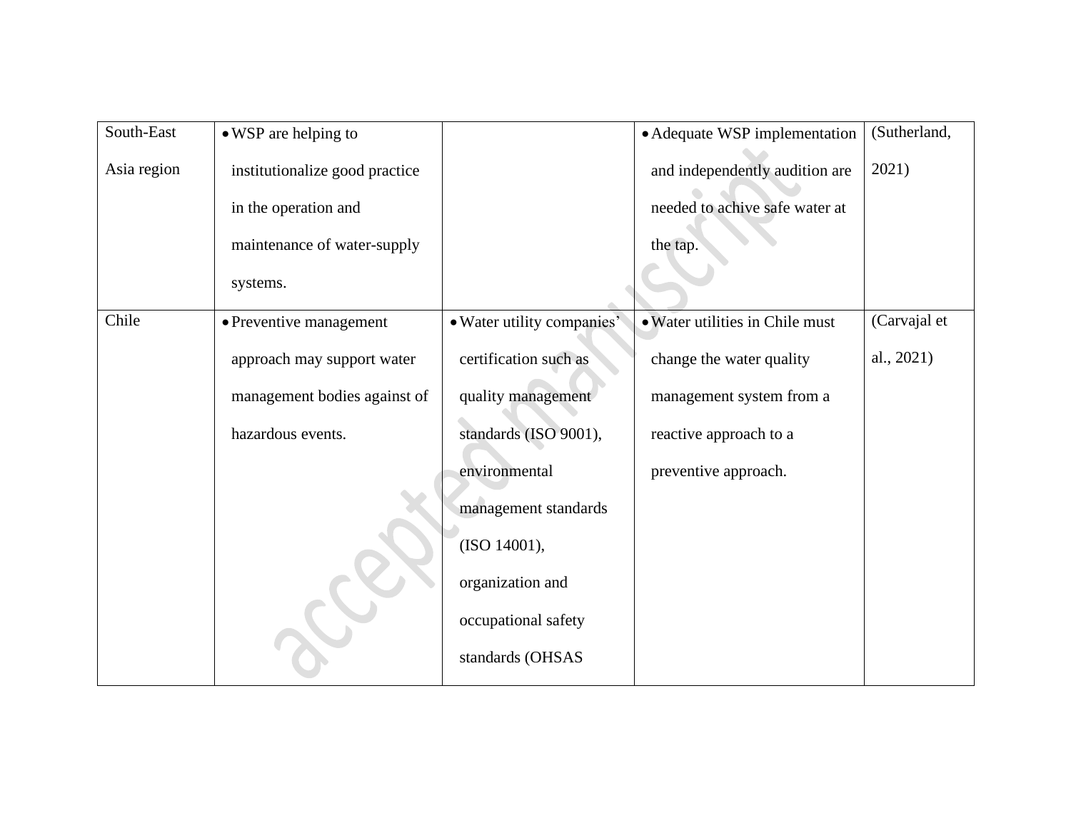| | | | | |
|---|---|---|---|---|
| South-East Asia region | • WSP are helping to institutionalize good practice in the operation and maintenance of water-supply systems. | | • Adequate WSP implementation and independently audition are needed to achive safe water at the tap. | (Sutherland, 2021) |
| Chile | • Preventive management approach may support water management bodies against of hazardous events. | • Water utility companies' certification such as quality management standards (ISO 9001), environmental management standards (ISO 14001), organization and occupational safety standards (OHSAS | • Water utilities in Chile must change the water quality management system from a reactive approach to a preventive approach. | (Carvajal et al., 2021) |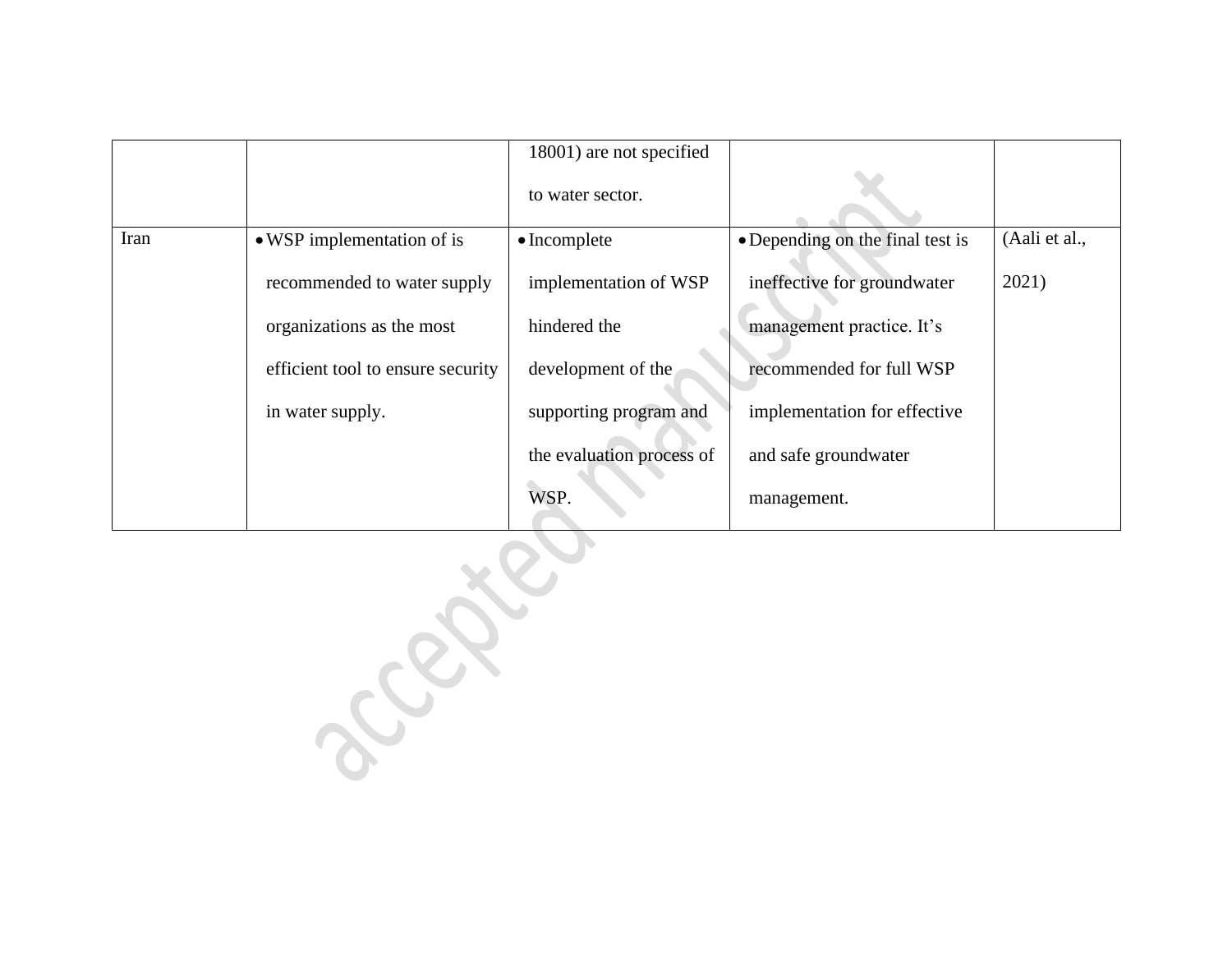| | | 18001) are not specified to water sector. | | |
|---|---|---|---|---|
| Iran | • WSP implementation of is recommended to water supply organizations as the most efficient tool to ensure security in water supply. | • Incomplete implementation of WSP hindered the development of the supporting program and the evaluation process of WSP. | • Depending on the final test is ineffective for groundwater management practice. It's recommended for full WSP implementation for effective and safe groundwater management. | (Aali et al., 2021) |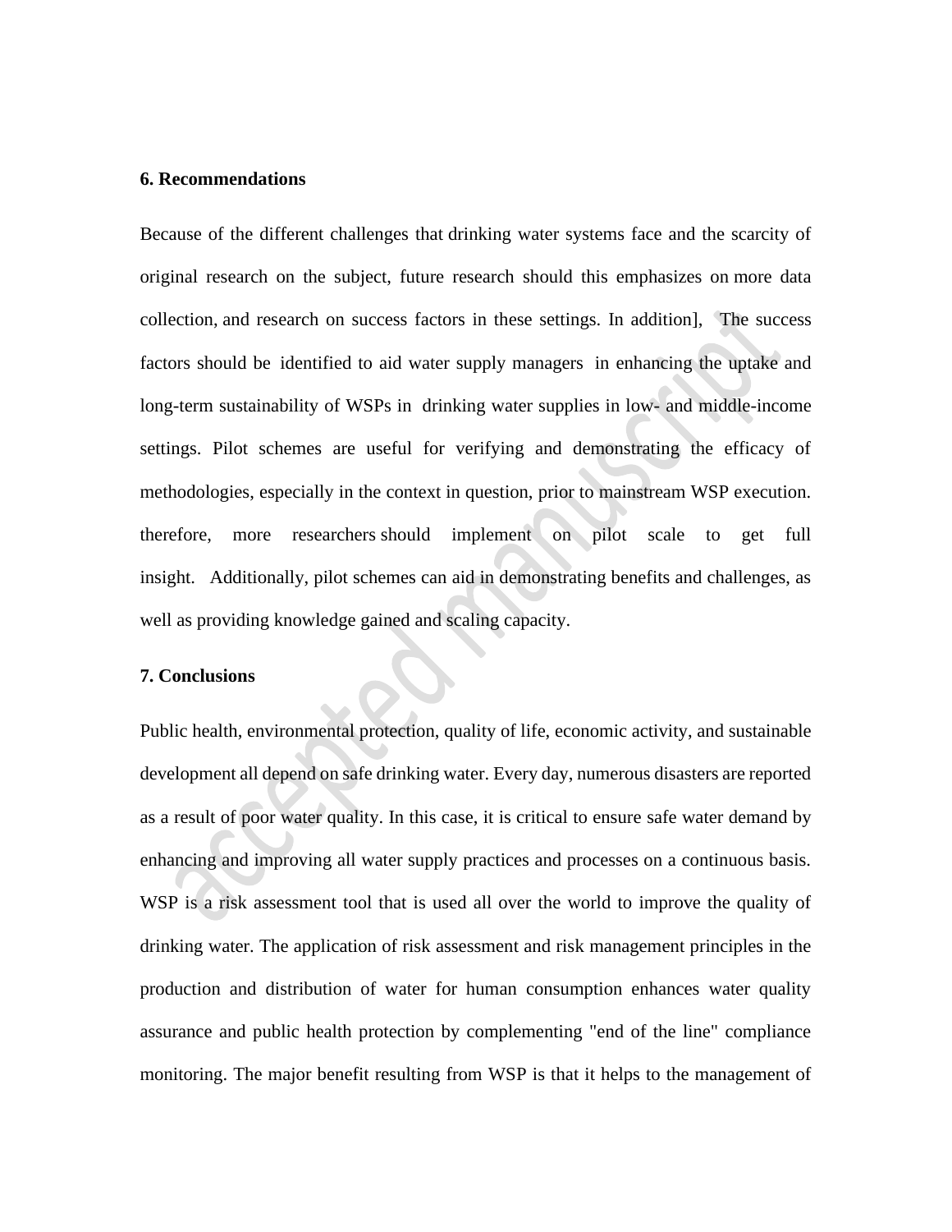## 6. Recommendations

Because of the different challenges that drinking water systems face and the scarcity of original research on the subject, future research should this emphasizes on more data collection, and research on success factors in these settings. In addition], The success factors should be identified to aid water supply managers in enhancing the uptake and long-term sustainability of WSPs in drinking water supplies in low- and middle-income settings. Pilot schemes are useful for verifying and demonstrating the efficacy of methodologies, especially in the context in question, prior to mainstream WSP execution. therefore, more researchers should implement on pilot scale to get full insight. Additionally, pilot schemes can aid in demonstrating benefits and challenges, as well as providing knowledge gained and scaling capacity.

## 7. Conclusions

Public health, environmental protection, quality of life, economic activity, and sustainable development all depend on safe drinking water. Every day, numerous disasters are reported as a result of poor water quality. In this case, it is critical to ensure safe water demand by enhancing and improving all water supply practices and processes on a continuous basis. WSP is a risk assessment tool that is used all over the world to improve the quality of drinking water. The application of risk assessment and risk management principles in the production and distribution of water for human consumption enhances water quality assurance and public health protection by complementing "end of the line" compliance monitoring. The major benefit resulting from WSP is that it helps to the management of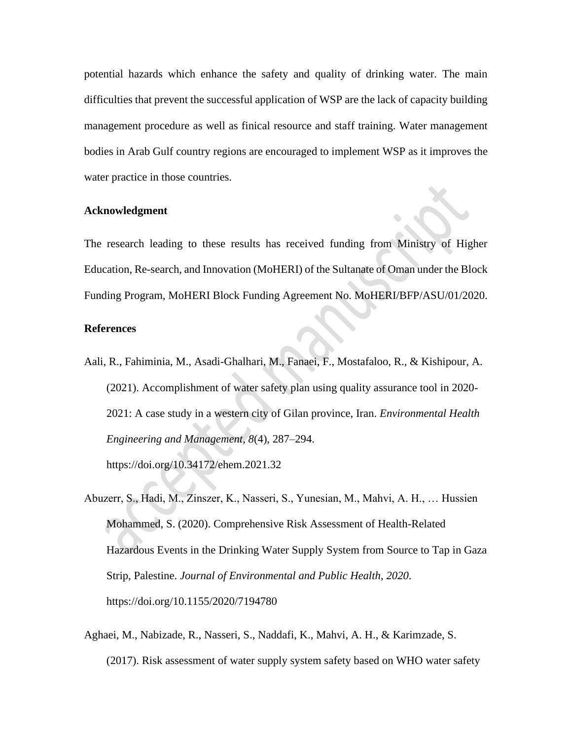potential hazards which enhance the safety and quality of drinking water. The main difficulties that prevent the successful application of WSP are the lack of capacity building management procedure as well as finical resource and staff training. Water management bodies in Arab Gulf country regions are encouraged to implement WSP as it improves the water practice in those countries.

## Acknowledgment

The research leading to these results has received funding from Ministry of Higher Education, Re-search, and Innovation (MoHERI) of the Sultanate of Oman under the Block Funding Program, MoHERI Block Funding Agreement No. MoHERI/BFP/ASU/01/2020.

## References

Aali, R., Fahiminia, M., Asadi-Ghalhari, M., Fanaei, F., Mostafaloo, R., & Kishipour, A. (2021). Accomplishment of water safety plan using quality assurance tool in 2020-2021: A case study in a western city of Gilan province, Iran. *Environmental Health Engineering and Management*, *8*(4), 287–294. https://doi.org/10.34172/ehem.2021.32

Abuzerr, S., Hadi, M., Zinszer, K., Nasseri, S., Yunesian, M., Mahvi, A. H., … Hussien Mohammed, S. (2020). Comprehensive Risk Assessment of Health-Related Hazardous Events in the Drinking Water Supply System from Source to Tap in Gaza Strip, Palestine. *Journal of Environmental and Public Health*, *2020*. https://doi.org/10.1155/2020/7194780

Aghaei, M., Nabizade, R., Nasseri, S., Naddafi, K., Mahvi, A. H., & Karimzade, S. (2017). Risk assessment of water supply system safety based on WHO water safety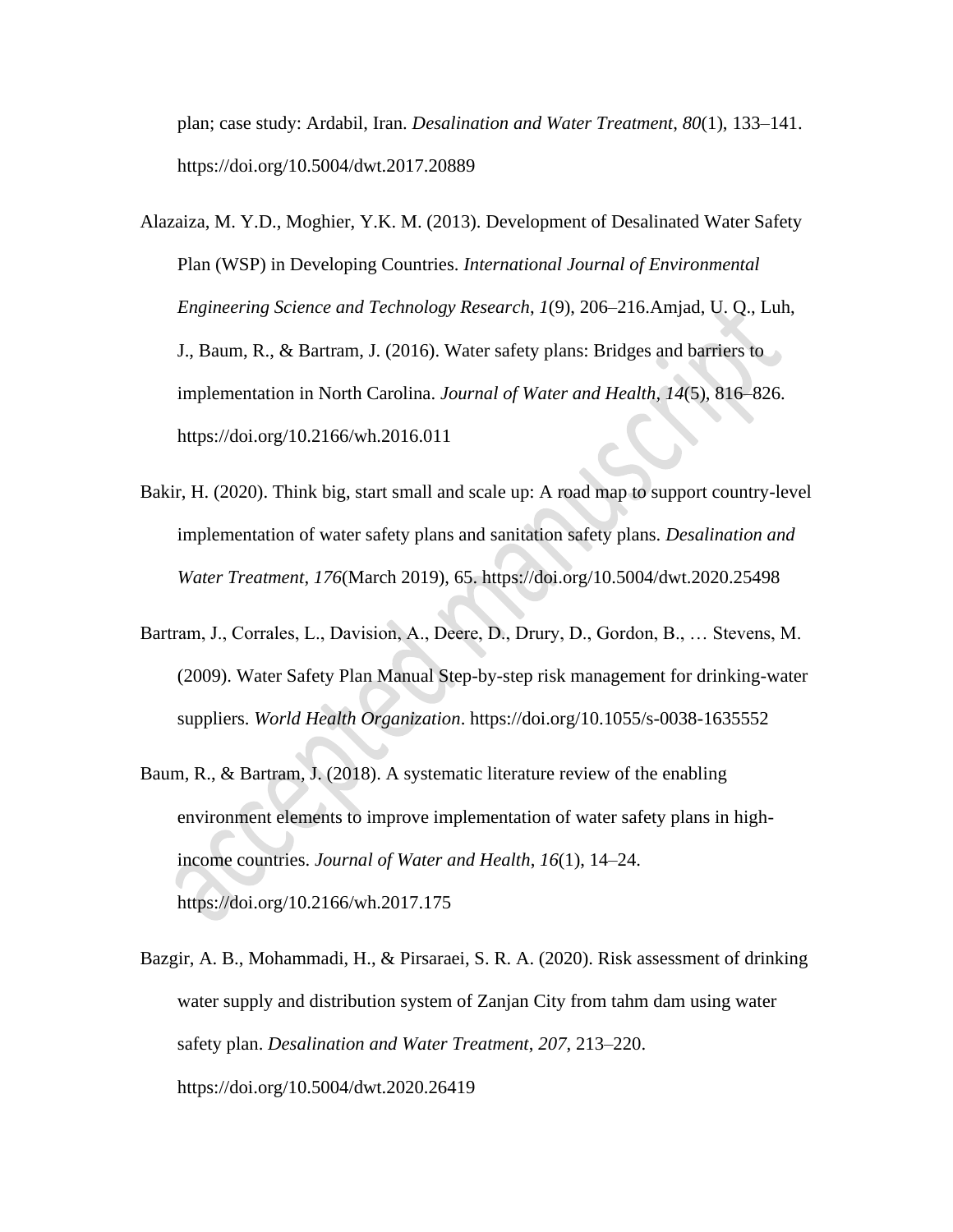plan; case study: Ardabil, Iran. *Desalination and Water Treatment*, *80*(1), 133–141. https://doi.org/10.5004/dwt.2017.20889

Alazaiza, M. Y.D., Moghier, Y.K. M. (2013). Development of Desalinated Water Safety Plan (WSP) in Developing Countries. *International Journal of Environmental Engineering Science and Technology Research*, *1*(9), 206–216.Amjad, U. Q., Luh, J., Baum, R., & Bartram, J. (2016). Water safety plans: Bridges and barriers to implementation in North Carolina. *Journal of Water and Health*, *14*(5), 816–826. https://doi.org/10.2166/wh.2016.011

Bakir, H. (2020). Think big, start small and scale up: A road map to support country-level implementation of water safety plans and sanitation safety plans. *Desalination and Water Treatment*, *176*(March 2019), 65. https://doi.org/10.5004/dwt.2020.25498

Bartram, J., Corrales, L., Davision, A., Deere, D., Drury, D., Gordon, B., … Stevens, M. (2009). Water Safety Plan Manual Step-by-step risk management for drinking-water suppliers. *World Health Organization*. https://doi.org/10.1055/s-0038-1635552

Baum, R., & Bartram, J. (2018). A systematic literature review of the enabling environment elements to improve implementation of water safety plans in high-income countries. *Journal of Water and Health*, *16*(1), 14–24. https://doi.org/10.2166/wh.2017.175

Bazgir, A. B., Mohammadi, H., & Pirsaraei, S. R. A. (2020). Risk assessment of drinking water supply and distribution system of Zanjan City from tahm dam using water safety plan. *Desalination and Water Treatment*, *207*, 213–220. https://doi.org/10.5004/dwt.2020.26419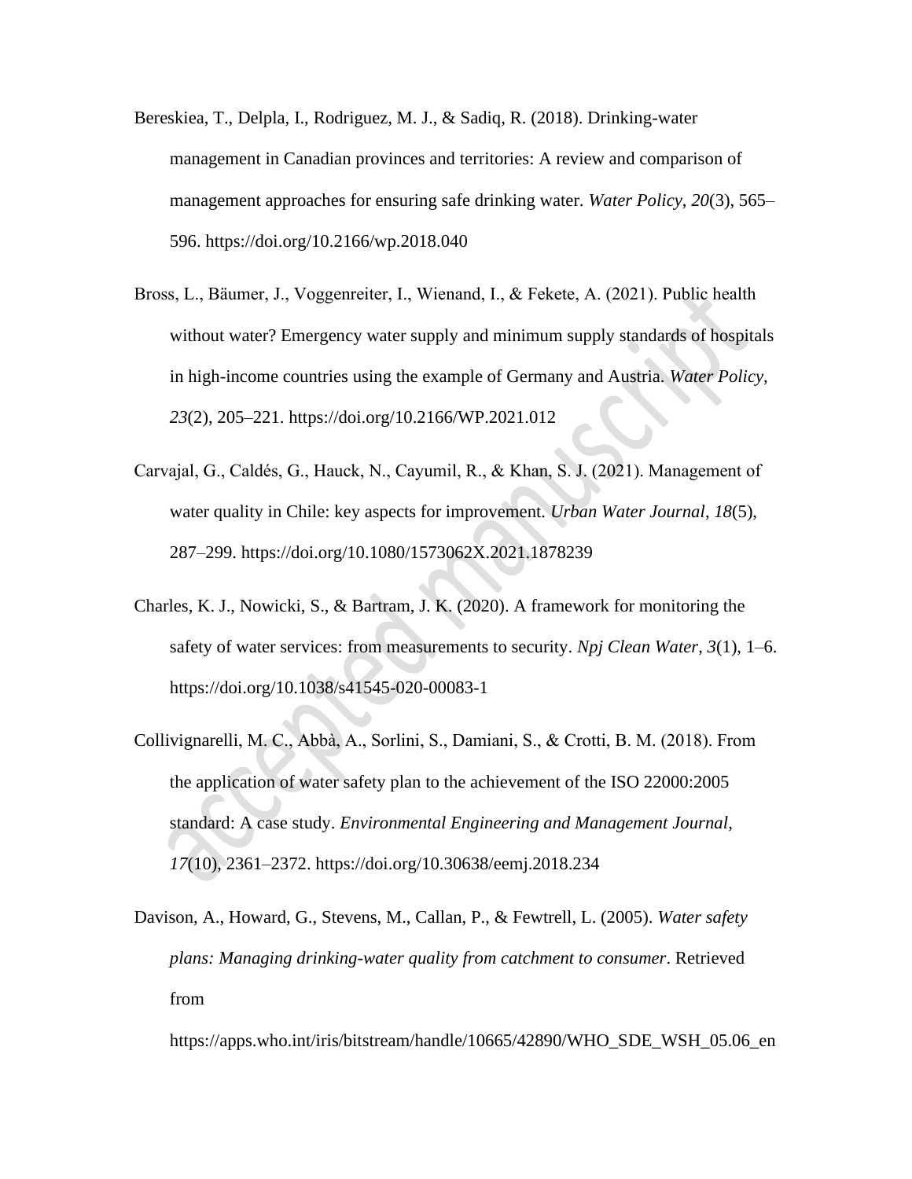Bereskiea, T., Delpla, I., Rodriguez, M. J., & Sadiq, R. (2018). Drinking-water management in Canadian provinces and territories: A review and comparison of management approaches for ensuring safe drinking water. *Water Policy*, *20*(3), 565–596. https://doi.org/10.2166/wp.2018.040

Bross, L., Bäumer, J., Voggenreiter, I., Wienand, I., & Fekete, A. (2021). Public health without water? Emergency water supply and minimum supply standards of hospitals in high-income countries using the example of Germany and Austria. *Water Policy*, *23*(2), 205–221. https://doi.org/10.2166/WP.2021.012

Carvajal, G., Caldés, G., Hauck, N., Cayumil, R., & Khan, S. J. (2021). Management of water quality in Chile: key aspects for improvement. *Urban Water Journal*, *18*(5), 287–299. https://doi.org/10.1080/1573062X.2021.1878239

Charles, K. J., Nowicki, S., & Bartram, J. K. (2020). A framework for monitoring the safety of water services: from measurements to security. *Npj Clean Water*, *3*(1), 1–6. https://doi.org/10.1038/s41545-020-00083-1

Collivignarelli, M. C., Abbà, A., Sorlini, S., Damiani, S., & Crotti, B. M. (2018). From the application of water safety plan to the achievement of the ISO 22000:2005 standard: A case study. *Environmental Engineering and Management Journal*, *17*(10), 2361–2372. https://doi.org/10.30638/eemj.2018.234

Davison, A., Howard, G., Stevens, M., Callan, P., & Fewtrell, L. (2005). *Water safety plans: Managing drinking-water quality from catchment to consumer*. Retrieved from https://apps.who.int/iris/bitstream/handle/10665/42890/WHO_SDE_WSH_05.06_en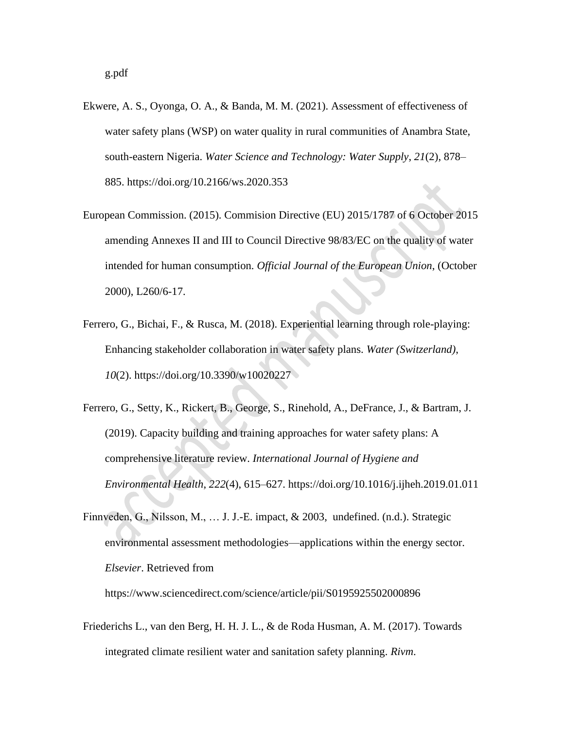g.pdf

Ekwere, A. S., Oyonga, O. A., & Banda, M. M. (2021). Assessment of effectiveness of water safety plans (WSP) on water quality in rural communities of Anambra State, south-eastern Nigeria. *Water Science and Technology: Water Supply*, *21*(2), 878–885. https://doi.org/10.2166/ws.2020.353

European Commission. (2015). Commision Directive (EU) 2015/1787 of 6 October 2015 amending Annexes II and III to Council Directive 98/83/EC on the quality of water intended for human consumption. *Official Journal of the European Union*, (October 2000), L260/6-17.

Ferrero, G., Bichai, F., & Rusca, M. (2018). Experiential learning through role-playing: Enhancing stakeholder collaboration in water safety plans. *Water (Switzerland)*, *10*(2). https://doi.org/10.3390/w10020227

Ferrero, G., Setty, K., Rickert, B., George, S., Rinehold, A., DeFrance, J., & Bartram, J. (2019). Capacity building and training approaches for water safety plans: A comprehensive literature review. *International Journal of Hygiene and Environmental Health*, *222*(4), 615–627. https://doi.org/10.1016/j.ijheh.2019.01.011

Finnveden, G., Nilsson, M., … J. J.-E. impact, & 2003, undefined. (n.d.). Strategic environmental assessment methodologies—applications within the energy sector. *Elsevier*. Retrieved from https://www.sciencedirect.com/science/article/pii/S0195925502000896

Friederichs L., van den Berg, H. H. J. L., & de Roda Husman, A. M. (2017). Towards integrated climate resilient water and sanitation safety planning. *Rivm*.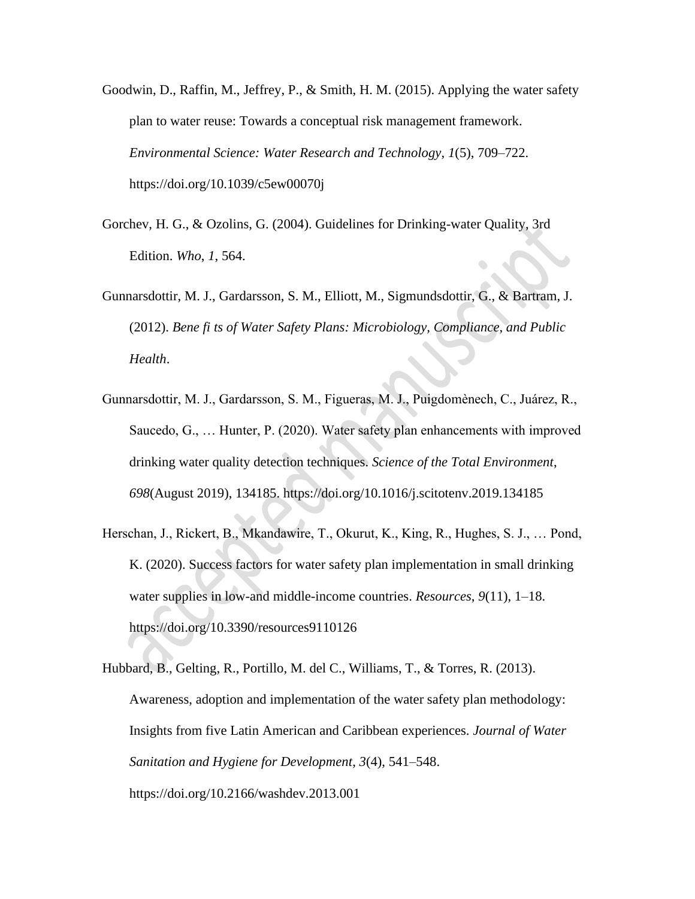Goodwin, D., Raffin, M., Jeffrey, P., & Smith, H. M. (2015). Applying the water safety plan to water reuse: Towards a conceptual risk management framework. *Environmental Science: Water Research and Technology*, *1*(5), 709–722. https://doi.org/10.1039/c5ew00070j

Gorchev, H. G., & Ozolins, G. (2004). Guidelines for Drinking-water Quality, 3rd Edition. *Who*, *1*, 564.

Gunnarsdottir, M. J., Gardarsson, S. M., Elliott, M., Sigmundsdottir, G., & Bartram, J. (2012). *Bene fi ts of Water Safety Plans: Microbiology, Compliance, and Public Health*.

Gunnarsdottir, M. J., Gardarsson, S. M., Figueras, M. J., Puigdomènech, C., Juárez, R., Saucedo, G., … Hunter, P. (2020). Water safety plan enhancements with improved drinking water quality detection techniques. *Science of the Total Environment*, *698*(August 2019), 134185. https://doi.org/10.1016/j.scitotenv.2019.134185

Herschan, J., Rickert, B., Mkandawire, T., Okurut, K., King, R., Hughes, S. J., … Pond, K. (2020). Success factors for water safety plan implementation in small drinking water supplies in low-and middle-income countries. *Resources*, *9*(11), 1–18. https://doi.org/10.3390/resources9110126

Hubbard, B., Gelting, R., Portillo, M. del C., Williams, T., & Torres, R. (2013). Awareness, adoption and implementation of the water safety plan methodology: Insights from five Latin American and Caribbean experiences. *Journal of Water Sanitation and Hygiene for Development*, *3*(4), 541–548. https://doi.org/10.2166/washdev.2013.001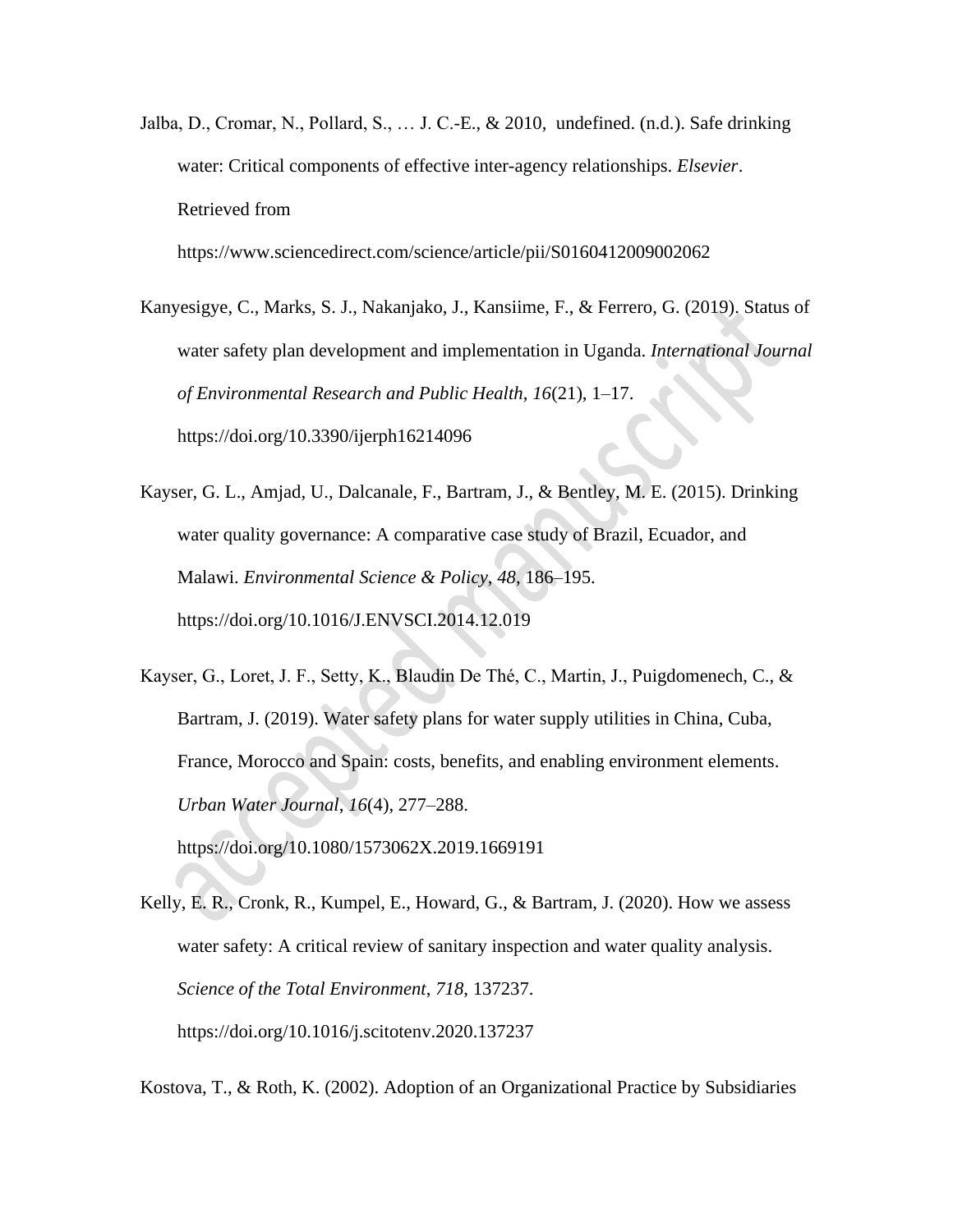Jalba, D., Cromar, N., Pollard, S., … J. C.-E., & 2010, undefined. (n.d.). Safe drinking water: Critical components of effective inter-agency relationships. *Elsevier*. Retrieved from https://www.sciencedirect.com/science/article/pii/S0160412009002062

Kanyesigye, C., Marks, S. J., Nakanjako, J., Kansiime, F., & Ferrero, G. (2019). Status of water safety plan development and implementation in Uganda. *International Journal of Environmental Research and Public Health*, *16*(21), 1–17. https://doi.org/10.3390/ijerph16214096

Kayser, G. L., Amjad, U., Dalcanale, F., Bartram, J., & Bentley, M. E. (2015). Drinking water quality governance: A comparative case study of Brazil, Ecuador, and Malawi. *Environmental Science & Policy*, *48*, 186–195. https://doi.org/10.1016/J.ENVSCI.2014.12.019

Kayser, G., Loret, J. F., Setty, K., Blaudin De Thé, C., Martin, J., Puigdomenech, C., & Bartram, J. (2019). Water safety plans for water supply utilities in China, Cuba, France, Morocco and Spain: costs, benefits, and enabling environment elements. *Urban Water Journal*, *16*(4), 277–288. https://doi.org/10.1080/1573062X.2019.1669191

Kelly, E. R., Cronk, R., Kumpel, E., Howard, G., & Bartram, J. (2020). How we assess water safety: A critical review of sanitary inspection and water quality analysis. *Science of the Total Environment*, *718*, 137237. https://doi.org/10.1016/j.scitotenv.2020.137237

Kostova, T., & Roth, K. (2002). Adoption of an Organizational Practice by Subsidiaries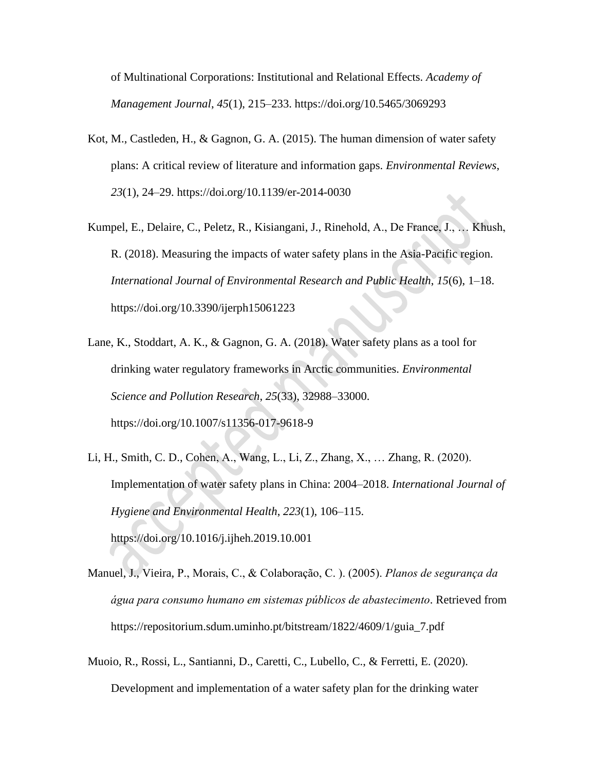of Multinational Corporations: Institutional and Relational Effects. *Academy of Management Journal*, *45*(1), 215–233. https://doi.org/10.5465/3069293

Kot, M., Castleden, H., & Gagnon, G. A. (2015). The human dimension of water safety plans: A critical review of literature and information gaps. *Environmental Reviews*, *23*(1), 24–29. https://doi.org/10.1139/er-2014-0030

Kumpel, E., Delaire, C., Peletz, R., Kisiangani, J., Rinehold, A., De France, J., … Khush, R. (2018). Measuring the impacts of water safety plans in the Asia-Pacific region. *International Journal of Environmental Research and Public Health*, *15*(6), 1–18. https://doi.org/10.3390/ijerph15061223

Lane, K., Stoddart, A. K., & Gagnon, G. A. (2018). Water safety plans as a tool for drinking water regulatory frameworks in Arctic communities. *Environmental Science and Pollution Research*, *25*(33), 32988–33000. https://doi.org/10.1007/s11356-017-9618-9

Li, H., Smith, C. D., Cohen, A., Wang, L., Li, Z., Zhang, X., … Zhang, R. (2020). Implementation of water safety plans in China: 2004–2018. *International Journal of Hygiene and Environmental Health*, *223*(1), 106–115. https://doi.org/10.1016/j.ijheh.2019.10.001

Manuel, J., Vieira, P., Morais, C., & Colaboração, C. ). (2005). *Planos de segurança da água para consumo humano em sistemas públicos de abastecimento*. Retrieved from https://repositorium.sdum.uminho.pt/bitstream/1822/4609/1/guia_7.pdf

Muoio, R., Rossi, L., Santianni, D., Caretti, C., Lubello, C., & Ferretti, E. (2020). Development and implementation of a water safety plan for the drinking water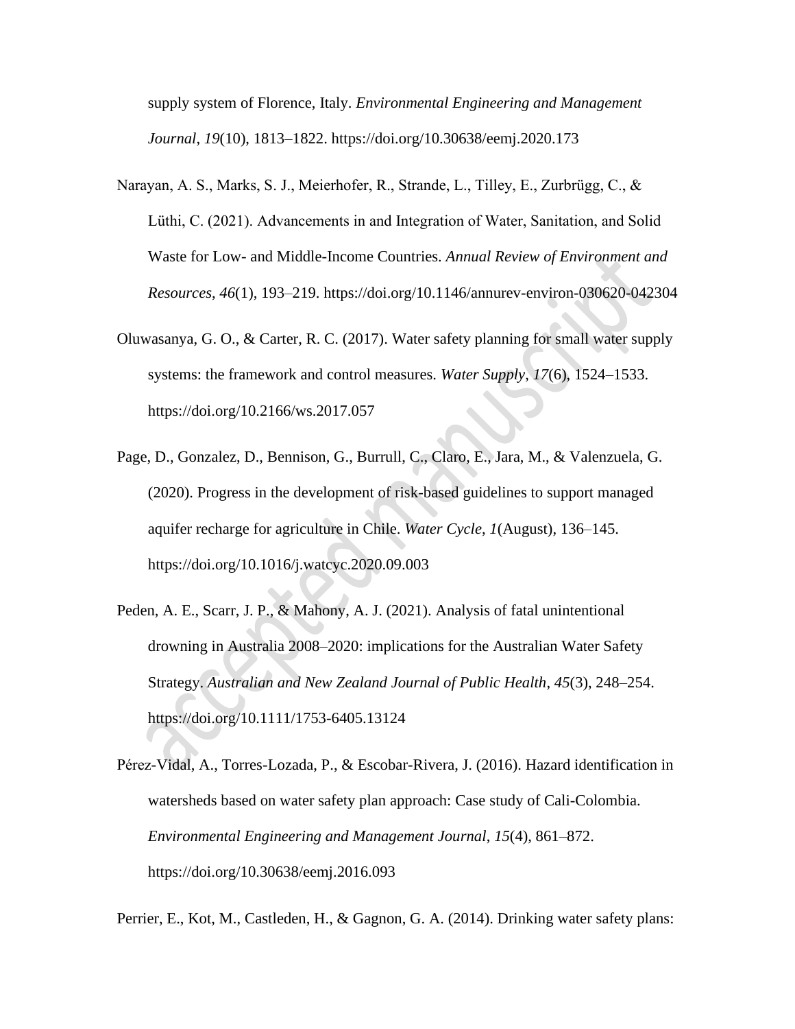supply system of Florence, Italy. *Environmental Engineering and Management Journal*, *19*(10), 1813–1822. https://doi.org/10.30638/eemj.2020.173

Narayan, A. S., Marks, S. J., Meierhofer, R., Strande, L., Tilley, E., Zurbrügg, C., & Lüthi, C. (2021). Advancements in and Integration of Water, Sanitation, and Solid Waste for Low- and Middle-Income Countries. *Annual Review of Environment and Resources*, *46*(1), 193–219. https://doi.org/10.1146/annurev-environ-030620-042304

Oluwasanya, G. O., & Carter, R. C. (2017). Water safety planning for small water supply systems: the framework and control measures. *Water Supply*, *17*(6), 1524–1533. https://doi.org/10.2166/ws.2017.057

Page, D., Gonzalez, D., Bennison, G., Burrull, C., Claro, E., Jara, M., & Valenzuela, G. (2020). Progress in the development of risk-based guidelines to support managed aquifer recharge for agriculture in Chile. *Water Cycle*, *1*(August), 136–145. https://doi.org/10.1016/j.watcyc.2020.09.003

Peden, A. E., Scarr, J. P., & Mahony, A. J. (2021). Analysis of fatal unintentional drowning in Australia 2008–2020: implications for the Australian Water Safety Strategy. *Australian and New Zealand Journal of Public Health*, *45*(3), 248–254. https://doi.org/10.1111/1753-6405.13124

Pérez-Vidal, A., Torres-Lozada, P., & Escobar-Rivera, J. (2016). Hazard identification in watersheds based on water safety plan approach: Case study of Cali-Colombia. *Environmental Engineering and Management Journal*, *15*(4), 861–872. https://doi.org/10.30638/eemj.2016.093

Perrier, E., Kot, M., Castleden, H., & Gagnon, G. A. (2014). Drinking water safety plans: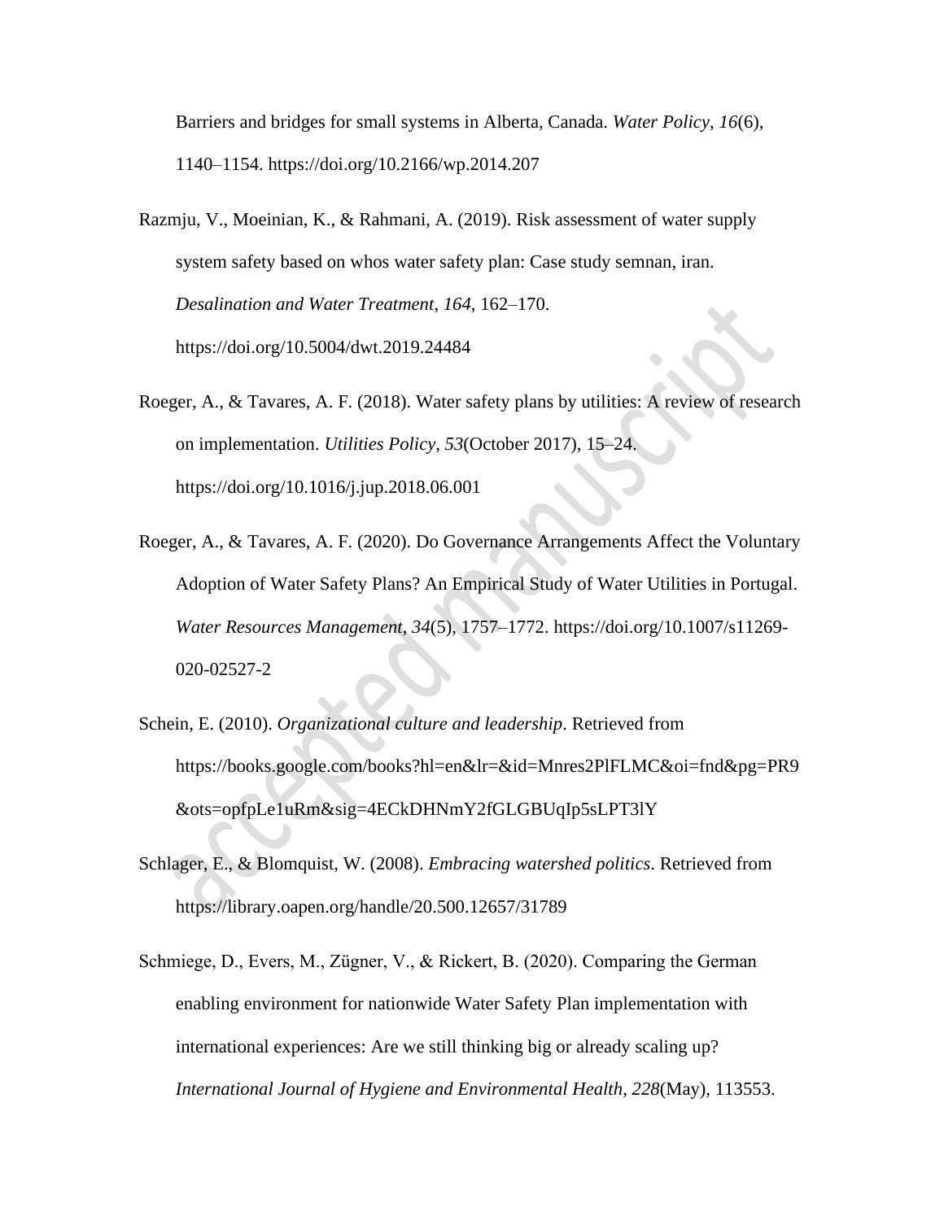Barriers and bridges for small systems in Alberta, Canada. *Water Policy*, *16*(6), 1140–1154. https://doi.org/10.2166/wp.2014.207

Razmju, V., Moeinian, K., & Rahmani, A. (2019). Risk assessment of water supply system safety based on whos water safety plan: Case study semnan, iran. *Desalination and Water Treatment*, *164*, 162–170. https://doi.org/10.5004/dwt.2019.24484

Roeger, A., & Tavares, A. F. (2018). Water safety plans by utilities: A review of research on implementation. *Utilities Policy*, *53*(October 2017), 15–24. https://doi.org/10.1016/j.jup.2018.06.001

Roeger, A., & Tavares, A. F. (2020). Do Governance Arrangements Affect the Voluntary Adoption of Water Safety Plans? An Empirical Study of Water Utilities in Portugal. *Water Resources Management*, *34*(5), 1757–1772. https://doi.org/10.1007/s11269-020-02527-2

Schein, E. (2010). *Organizational culture and leadership*. Retrieved from https://books.google.com/books?hl=en&lr=&id=Mnres2PlFLMC&oi=fnd&pg=PR9&ots=opfpLe1uRm&sig=4ECkDHNmY2fGLGBUqIp5sLPT3lY

Schlager, E., & Blomquist, W. (2008). *Embracing watershed politics*. Retrieved from https://library.oapen.org/handle/20.500.12657/31789

Schmiege, D., Evers, M., Zügner, V., & Rickert, B. (2020). Comparing the German enabling environment for nationwide Water Safety Plan implementation with international experiences: Are we still thinking big or already scaling up? *International Journal of Hygiene and Environmental Health*, *228*(May), 113553.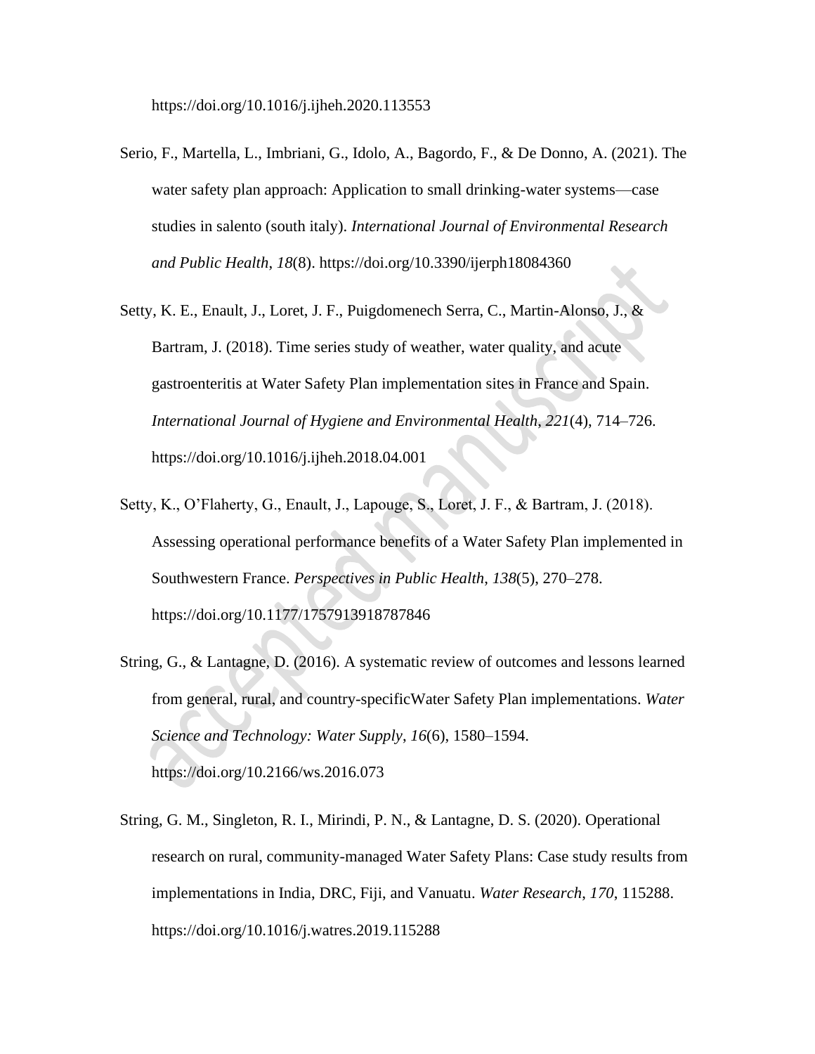https://doi.org/10.1016/j.ijheh.2020.113553

Serio, F., Martella, L., Imbriani, G., Idolo, A., Bagordo, F., & De Donno, A. (2021). The water safety plan approach: Application to small drinking-water systems—case studies in salento (south italy). *International Journal of Environmental Research and Public Health*, *18*(8). https://doi.org/10.3390/ijerph18084360

Setty, K. E., Enault, J., Loret, J. F., Puigdomenech Serra, C., Martin-Alonso, J., & Bartram, J. (2018). Time series study of weather, water quality, and acute gastroenteritis at Water Safety Plan implementation sites in France and Spain. *International Journal of Hygiene and Environmental Health*, *221*(4), 714–726. https://doi.org/10.1016/j.ijheh.2018.04.001

Setty, K., O'Flaherty, G., Enault, J., Lapouge, S., Loret, J. F., & Bartram, J. (2018). Assessing operational performance benefits of a Water Safety Plan implemented in Southwestern France. *Perspectives in Public Health*, *138*(5), 270–278. https://doi.org/10.1177/1757913918787846

String, G., & Lantagne, D. (2016). A systematic review of outcomes and lessons learned from general, rural, and country-specificWater Safety Plan implementations. *Water Science and Technology: Water Supply*, *16*(6), 1580–1594. https://doi.org/10.2166/ws.2016.073

String, G. M., Singleton, R. I., Mirindi, P. N., & Lantagne, D. S. (2020). Operational research on rural, community-managed Water Safety Plans: Case study results from implementations in India, DRC, Fiji, and Vanuatu. *Water Research*, *170*, 115288. https://doi.org/10.1016/j.watres.2019.115288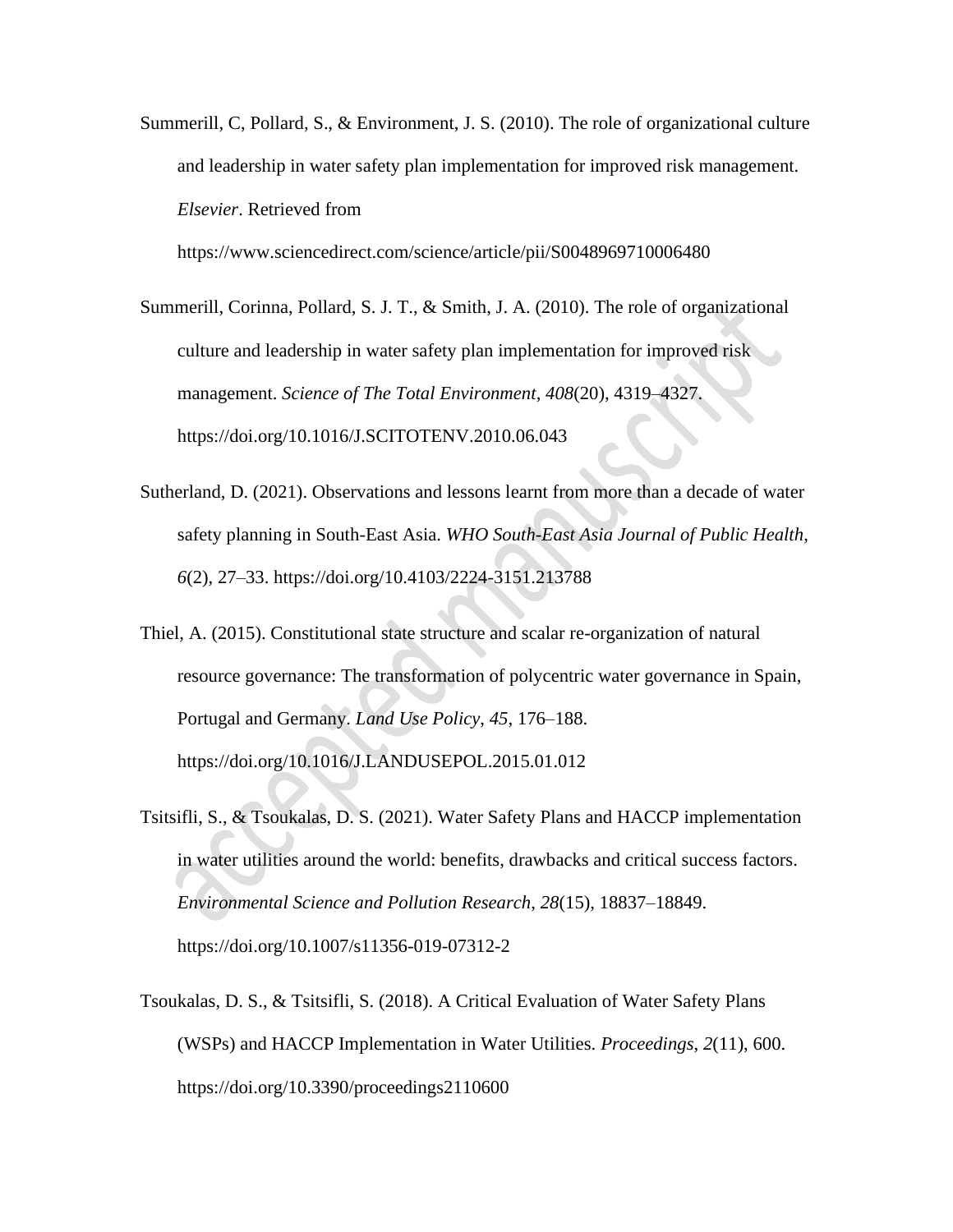Summerill, C, Pollard, S., & Environment, J. S. (2010). The role of organizational culture and leadership in water safety plan implementation for improved risk management. *Elsevier*. Retrieved from https://www.sciencedirect.com/science/article/pii/S0048969710006480

Summerill, Corinna, Pollard, S. J. T., & Smith, J. A. (2010). The role of organizational culture and leadership in water safety plan implementation for improved risk management. *Science of The Total Environment*, *408*(20), 4319–4327. https://doi.org/10.1016/J.SCITOTENV.2010.06.043

Sutherland, D. (2021). Observations and lessons learnt from more than a decade of water safety planning in South-East Asia. *WHO South-East Asia Journal of Public Health*, *6*(2), 27–33. https://doi.org/10.4103/2224-3151.213788

Thiel, A. (2015). Constitutional state structure and scalar re-organization of natural resource governance: The transformation of polycentric water governance in Spain, Portugal and Germany. *Land Use Policy*, *45*, 176–188. https://doi.org/10.1016/J.LANDUSEPOL.2015.01.012

Tsitsifli, S., & Tsoukalas, D. S. (2021). Water Safety Plans and HACCP implementation in water utilities around the world: benefits, drawbacks and critical success factors. *Environmental Science and Pollution Research*, *28*(15), 18837–18849. https://doi.org/10.1007/s11356-019-07312-2

Tsoukalas, D. S., & Tsitsifli, S. (2018). A Critical Evaluation of Water Safety Plans (WSPs) and HACCP Implementation in Water Utilities. *Proceedings*, *2*(11), 600. https://doi.org/10.3390/proceedings2110600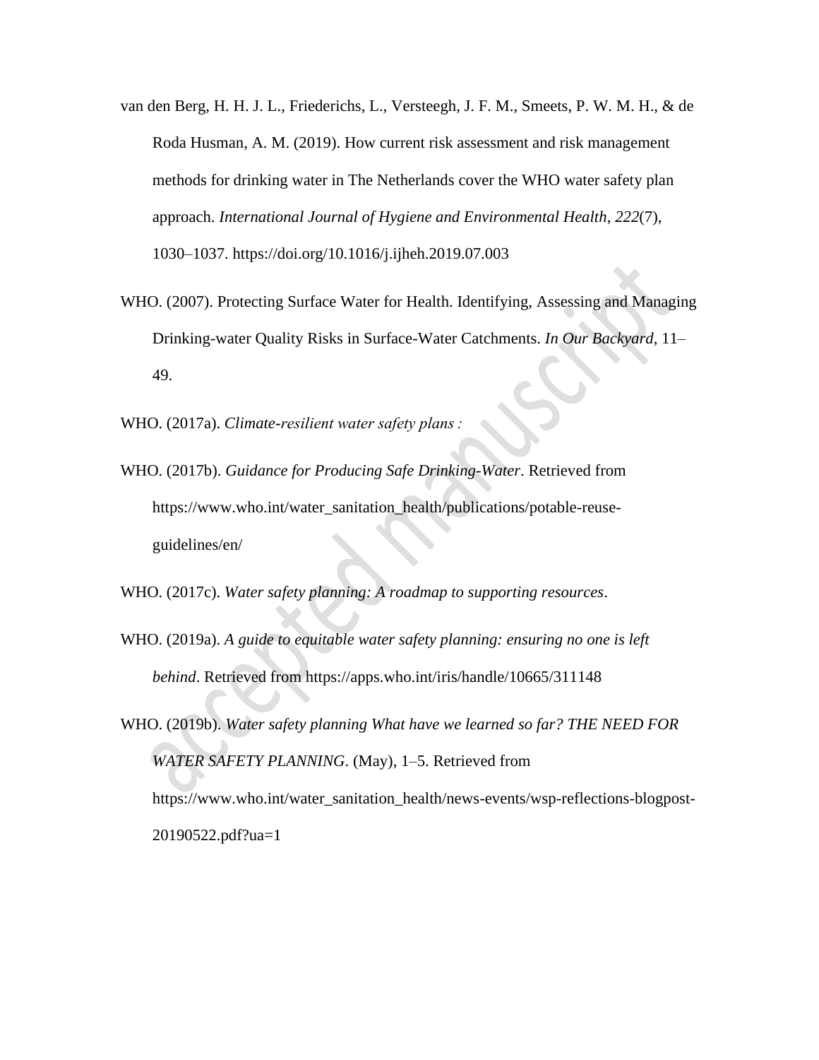van den Berg, H. H. J. L., Friederichs, L., Versteegh, J. F. M., Smeets, P. W. M. H., & de Roda Husman, A. M. (2019). How current risk assessment and risk management methods for drinking water in The Netherlands cover the WHO water safety plan approach. *International Journal of Hygiene and Environmental Health*, *222*(7), 1030–1037. https://doi.org/10.1016/j.ijheh.2019.07.003

WHO. (2007). Protecting Surface Water for Health. Identifying, Assessing and Managing Drinking-water Quality Risks in Surface-Water Catchments. *In Our Backyard*, 11–49.

WHO. (2017a). *Climate-resilient water safety plans :*

WHO. (2017b). *Guidance for Producing Safe Drinking-Water*. Retrieved from https://www.who.int/water_sanitation_health/publications/potable-reuse-guidelines/en/

WHO. (2017c). *Water safety planning: A roadmap to supporting resources*.

WHO. (2019a). *A guide to equitable water safety planning: ensuring no one is left behind*. Retrieved from https://apps.who.int/iris/handle/10665/311148

WHO. (2019b). *Water safety planning What have we learned so far? THE NEED FOR WATER SAFETY PLANNING*. (May), 1–5. Retrieved from https://www.who.int/water_sanitation_health/news-events/wsp-reflections-blogpost-20190522.pdf?ua=1